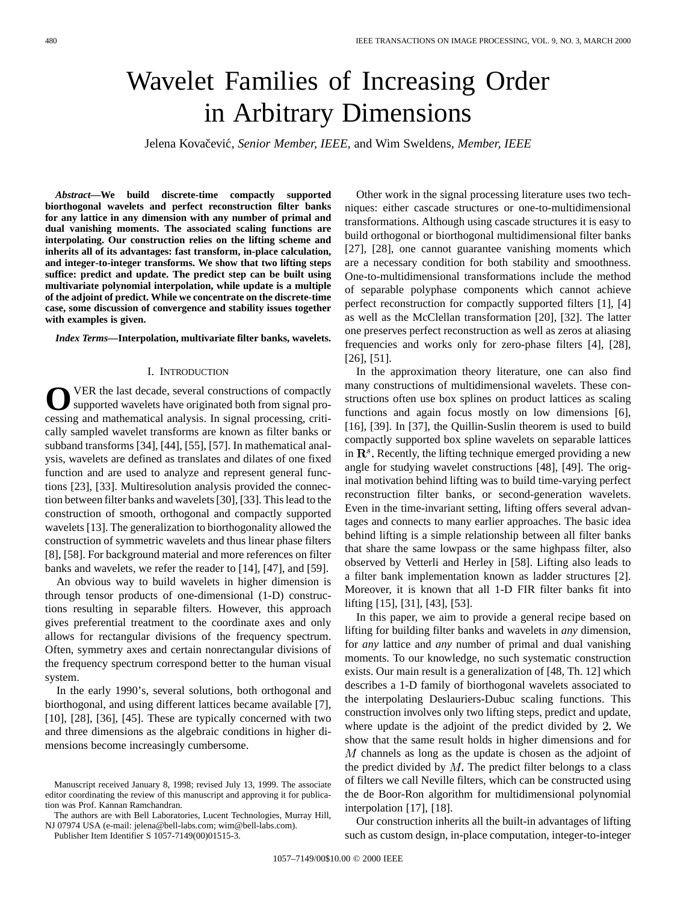# Wavelet Families of Increasing Order in Arbitrary Dimensions

Jelena Kovačević, *Senior Member, IEEE*, and Wim Sweldens, *Member, IEEE*

***Abstract*—We build discrete-time compactly supported biorthogonal wavelets and perfect reconstruction filter banks for any lattice in any dimension with any number of primal and dual vanishing moments. The associated scaling functions are interpolating. Our construction relies on the lifting scheme and inherits all of its advantages: fast transform, in-place calculation, and integer-to-integer transforms. We show that two lifting steps suffice: predict and update. The predict step can be built using multivariate polynomial interpolation, while update is a multiple of the adjoint of predict. While we concentrate on the discrete-time case, some discussion of convergence and stability issues together with examples is given.**

***Index Terms*—Interpolation, multivariate filter banks, wavelets.**

## I. Introduction

Over the last decade, several constructions of compactly supported wavelets have originated both from signal processing and mathematical analysis. In signal processing, critically sampled wavelet transforms are known as filter banks or subband transforms [34], [44], [55], [57]. In mathematical analysis, wavelets are defined as translates and dilates of one fixed function and are used to analyze and represent general functions [23], [33]. Multiresolution analysis provided the connection between filter banks and wavelets [30], [33]. This lead to the construction of smooth, orthogonal and compactly supported wavelets [13]. The generalization to biorthogonality allowed the construction of symmetric wavelets and thus linear phase filters [8], [58]. For background material and more references on filter banks and wavelets, we refer the reader to [14], [47], and [59].

An obvious way to build wavelets in higher dimension is through tensor products of one-dimensional (1-D) constructions resulting in separable filters. However, this approach gives preferential treatment to the coordinate axes and only allows for rectangular divisions of the frequency spectrum. Often, symmetry axes and certain nonrectangular divisions of the frequency spectrum correspond better to the human visual system.

In the early 1990's, several solutions, both orthogonal and biorthogonal, and using different lattices became available [7], [10], [28], [36], [45]. These are typically concerned with two and three dimensions as the algebraic conditions in higher dimensions become increasingly cumbersome.

Other work in the signal processing literature uses two techniques: either cascade structures or one-to-multidimensional transformations. Although using cascade structures it is easy to build orthogonal or biorthogonal multidimensional filter banks [27], [28], one cannot guarantee vanishing moments which are a necessary condition for both stability and smoothness. One-to-multidimensional transformations include the method of separable polyphase components which cannot achieve perfect reconstruction for compactly supported filters [1], [4] as well as the McClellan transformation [20], [32]. The latter one preserves perfect reconstruction as well as zeros at aliasing frequencies and works only for zero-phase filters [4], [28], [26], [51].

In the approximation theory literature, one can also find many constructions of multidimensional wavelets. These constructions often use box splines on product lattices as scaling functions and again focus mostly on low dimensions [6], [16], [39]. In [37], the Quillin-Suslin theorem is used to build compactly supported box spline wavelets on separable lattices in $\mathbf{R}^s$. Recently, the lifting technique emerged providing a new angle for studying wavelet constructions [48], [49]. The original motivation behind lifting was to build time-varying perfect reconstruction filter banks, or second-generation wavelets. Even in the time-invariant setting, lifting offers several advantages and connects to many earlier approaches. The basic idea behind lifting is a simple relationship between all filter banks that share the same lowpass or the same highpass filter, also observed by Vetterli and Herley in [58]. Lifting also leads to a filter bank implementation known as ladder structures [2]. Moreover, it is known that all 1-D FIR filter banks fit into lifting [15], [31], [43], [53].

In this paper, we aim to provide a general recipe based on lifting for building filter banks and wavelets in *any* dimension, for *any* lattice and *any* number of primal and dual vanishing moments. To our knowledge, no such systematic construction exists. Our main result is a generalization of [48, Th. 12] which describes a 1-D family of biorthogonal wavelets associated to the interpolating Deslauriers-Dubuc scaling functions. This construction involves only two lifting steps, predict and update, where update is the adjoint of the predict divided by $2$. We show that the same result holds in higher dimensions and for $M$ channels as long as the update is chosen as the adjoint of the predict divided by $M$. The predict filter belongs to a class of filters we call Neville filters, which can be constructed using the de Boor-Ron algorithm for multidimensional polynomial interpolation [17], [18].

Our construction inherits all the built-in advantages of lifting such as custom design, in-place computation, integer-to-integer

Manuscript received January 8, 1998; revised July 13, 1999. The associate editor coordinating the review of this manuscript and approving it for publication was Prof. Kannan Ramchandran.

The authors are with Bell Laboratories, Lucent Technologies, Murray Hill, NJ 07974 USA (e-mail: jelena@bell-labs.com; wim@bell-labs.com).

Publisher Item Identifier S 1057-7149(00)01515-3.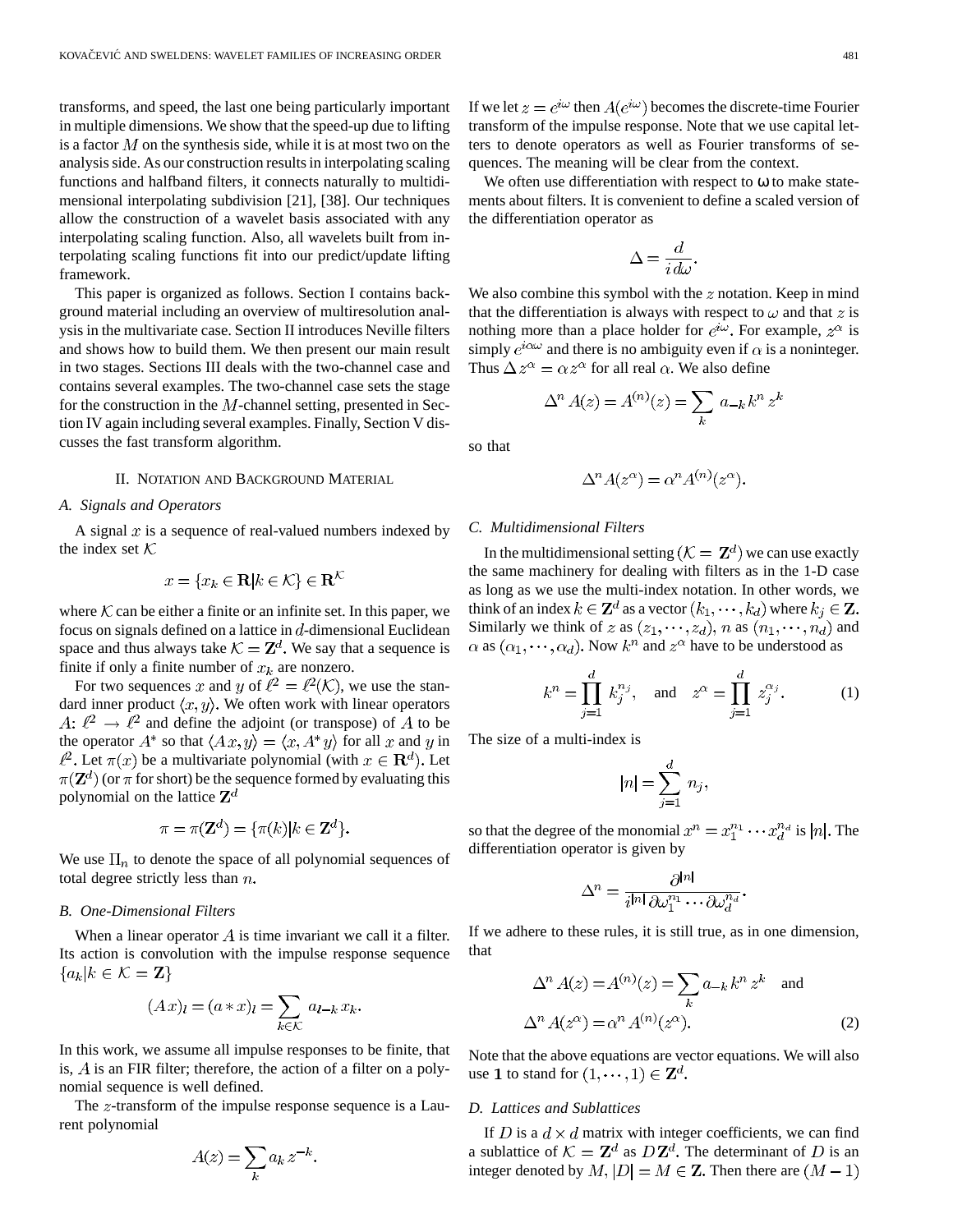transforms, and speed, the last one being particularly important in multiple dimensions. We show that the speed-up due to lifting is a factor $M$ on the synthesis side, while it is at most two on the analysis side. As our construction results in interpolating scaling functions and halfband filters, it connects naturally to multidimensional interpolating subdivision [21], [38]. Our techniques allow the construction of a wavelet basis associated with any interpolating scaling function. Also, all wavelets built from interpolating scaling functions fit into our predict/update lifting framework.

This paper is organized as follows. Section I contains background material including an overview of multiresolution analysis in the multivariate case. Section II introduces Neville filters and shows how to build them. We then present our main result in two stages. Sections III deals with the two-channel case and contains several examples. The two-channel case sets the stage for the construction in the $M$-channel setting, presented in Section IV again including several examples. Finally, Section V discusses the fast transform algorithm.

## II. Notation and Background Material

### A. Signals and Operators

A signal $x$ is a sequence of real-valued numbers indexed by the index set $\mathcal{K}$

$$x = \{x_k \in \mathbf{R} | k \in \mathcal{K}\} \in \mathbf{R}^{\mathcal{K}}$$

where $\mathcal{K}$ can be either a finite or an infinite set. In this paper, we focus on signals defined on a lattice in $d$-dimensional Euclidean space and thus always take $\mathcal{K} = \mathbf{Z}^d$. We say that a sequence is finite if only a finite number of $x_k$ are nonzero.

For two sequences $x$ and $y$ of $\ell^2 = \ell^2(\mathcal{K})$, we use the standard inner product $\langle x, y \rangle$. We often work with linear operators $A: \ell^2 \to \ell^2$ and define the adjoint (or transpose) of $A$ to be the operator $A^*$ so that $\langle Ax, y \rangle = \langle x, A^* y \rangle$ for all $x$ and $y$ in $\ell^2$. Let $\pi(x)$ be a multivariate polynomial (with $x \in \mathbf{R}^d$). Let $\pi(\mathbf{Z}^d)$ (or $\pi$ for short) be the sequence formed by evaluating this polynomial on the lattice $\mathbf{Z}^d$

$$\pi = \pi(\mathbf{Z}^d) = \{\pi(k) | k \in \mathbf{Z}^d\}.$$

We use $\Pi_n$ to denote the space of all polynomial sequences of total degree strictly less than $n$.

### B. One-Dimensional Filters

When a linear operator $A$ is time invariant we call it a filter. Its action is convolution with the impulse response sequence $\{a_k | k \in \mathcal{K} = \mathbf{Z}\}$

$$(Ax)_l = (a * x)_l = \sum_{k \in \mathcal{K}} a_{l-k}\, x_k.$$

In this work, we assume all impulse responses to be finite, that is, $A$ is an FIR filter; therefore, the action of a filter on a polynomial sequence is well defined.

The $z$-transform of the impulse response sequence is a Laurent polynomial

$$A(z) = \sum_k a_k\, z^{-k}.$$

If we let $z = e^{i\omega}$ then $A(e^{i\omega})$ becomes the discrete-time Fourier transform of the impulse response. Note that we use capital letters to denote operators as well as Fourier transforms of sequences. The meaning will be clear from the context.

We often use differentiation with respect to $\omega$ to make statements about filters. It is convenient to define a scaled version of the differentiation operator as

$$\Delta = \frac{d}{i\, d\omega}.$$

We also combine this symbol with the $z$ notation. Keep in mind that the differentiation is always with respect to $\omega$ and that $z$ is nothing more than a place holder for $e^{i\omega}$. For example, $z^\alpha$ is simply $e^{i\alpha\omega}$ and there is no ambiguity even if $\alpha$ is a noninteger. Thus $\Delta\, z^\alpha = \alpha\, z^\alpha$ for all real $\alpha$. We also define

$$\Delta^n A(z) = A^{(n)}(z) = \sum_k\, a_{-k}\, k^n\, z^k$$

so that

$$\Delta^n A(z^\alpha) = \alpha^n A^{(n)}(z^\alpha).$$

### C. Multidimensional Filters

In the multidimensional setting ($\mathcal{K} = \mathbf{Z}^d$) we can use exactly the same machinery for dealing with filters as in the 1-D case as long as we use the multi-index notation. In other words, we think of an index $k \in \mathbf{Z}^d$ as a vector $(k_1, \cdots, k_d)$ where $k_j \in \mathbf{Z}$. Similarly we think of $z$ as $(z_1, \cdots, z_d)$, $n$ as $(n_1, \cdots, n_d)$ and $\alpha$ as $(\alpha_1, \cdots, \alpha_d)$. Now $k^n$ and $z^\alpha$ have to be understood as

$$k^n = \prod_{j=1}^{d} k_j^{n_j}, \quad \text{and} \quad z^\alpha = \prod_{j=1}^{d} z_j^{\alpha_j}. \tag{1}$$

The size of a multi-index is

$$|n| = \sum_{j=1}^{d} n_j,$$

so that the degree of the monomial $x^n = x_1^{n_1} \cdots x_d^{n_d}$ is $|n|$. The differentiation operator is given by

$$\Delta^n = \frac{\partial^{|n|}}{i^{|n|}\, \partial\omega_1^{n_1} \cdots \partial\omega_d^{n_d}}.$$

If we adhere to these rules, it is still true, as in one dimension, that

$$\begin{aligned} \Delta^n A(z) &= A^{(n)}(z) = \sum_k a_{-k}\, k^n\, z^k \quad \text{and} \\ \Delta^n A(z^\alpha) &= \alpha^n A^{(n)}(z^\alpha). \end{aligned} \tag{2}$$

Note that the above equations are vector equations. We will also use $\mathbf{1}$ to stand for $(1, \cdots, 1) \in \mathbf{Z}^d$.

### D. Lattices and Sublattices

If $D$ is a $d \times d$ matrix with integer coefficients, we can find a sublattice of $\mathcal{K} = \mathbf{Z}^d$ as $D\mathbf{Z}^d$. The determinant of $D$ is an integer denoted by $M$, $|D| = M \in \mathbf{Z}$. Then there are $(M-1)$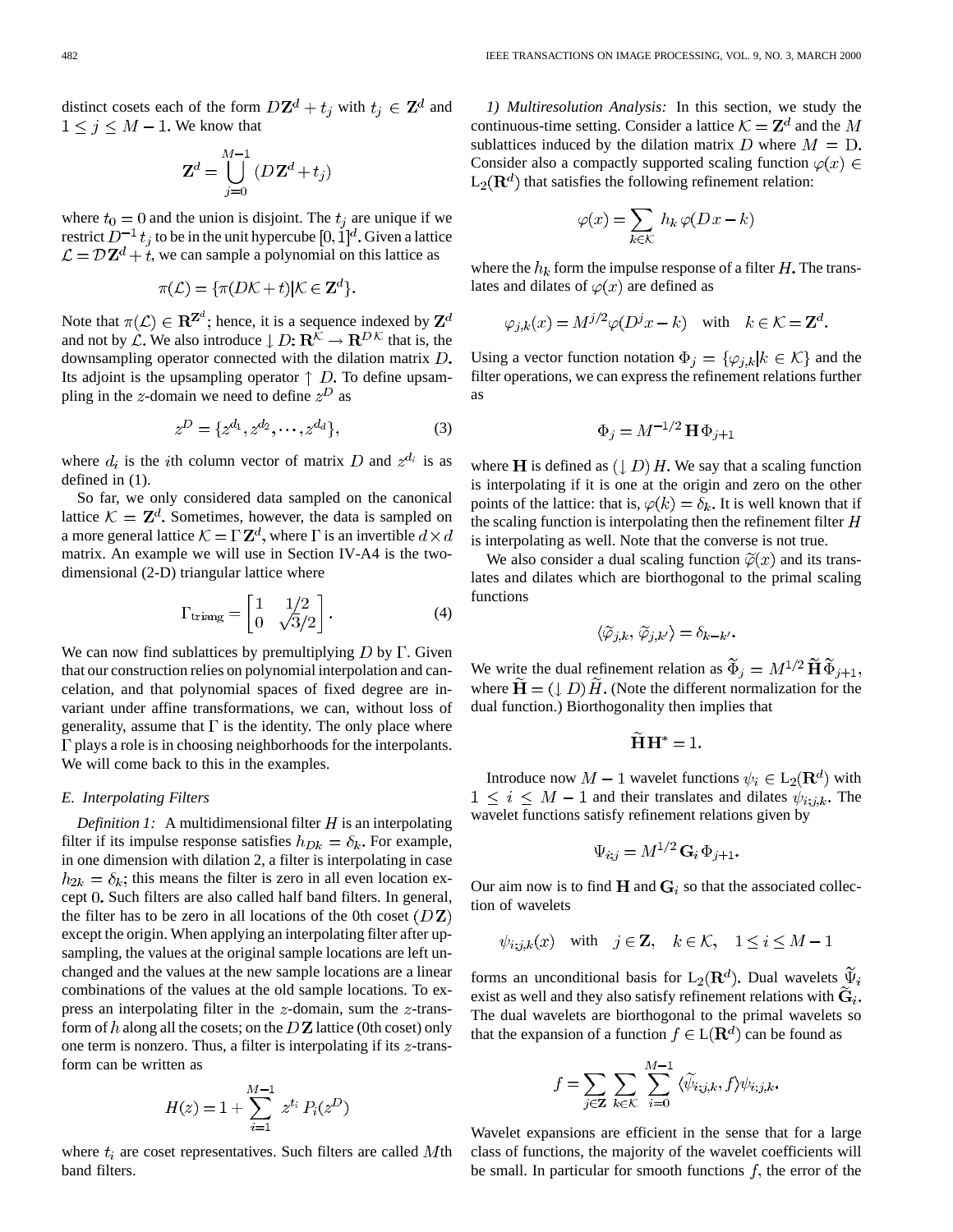distinct cosets each of the form $D\mathbf{Z}^d + t_j$ with $t_j \in \mathbf{Z}^d$ and $1 \leq j \leq M-1$. We know that

$$\mathbf{Z}^d = \bigcup_{j=0}^{M-1} (D\mathbf{Z}^d + t_j)$$

where $t_0 = 0$ and the union is disjoint. The $t_j$ are unique if we restrict $D^{-1}t_j$ to be in the unit hypercube $[0, 1]^d$. Given a lattice $\mathcal{L} = \mathcal{D}\mathbf{Z}^d + t$, we can sample a polynomial on this lattice as

$$\pi(\mathcal{L}) = \{\pi(D\mathcal{K} + t) | \mathcal{K} \in \mathbf{Z}^d\}.$$

Note that $\pi(\mathcal{L}) \in \mathbf{R}^{\mathbf{Z}^d}$; hence, it is a sequence indexed by $\mathbf{Z}^d$ and not by $\mathcal{L}$. We also introduce $\downarrow D\colon \mathbf{R}^{\mathcal{K}} \rightarrow \mathbf{R}^{D\mathcal{K}}$ that is, the downsampling operator connected with the dilation matrix $D$. Its adjoint is the upsampling operator $\uparrow D$. To define upsampling in the $z$-domain we need to define $z^D$ as

$$z^D = \{z^{d_1}, z^{d_2}, \cdots, z^{d_d}\}, \tag{3}$$

where $d_i$ is the $i$th column vector of matrix $D$ and $z^{d_i}$ is as defined in (1).

So far, we only considered data sampled on the canonical lattice $\mathcal{K} = \mathbf{Z}^d$. Sometimes, however, the data is sampled on a more general lattice $\mathcal{K} = \Gamma\mathbf{Z}^d$, where $\Gamma$ is an invertible $d \times d$ matrix. An example we will use in Section IV-A4 is the two-dimensional (2-D) triangular lattice where

$$\Gamma_{\text{triang}} = \begin{bmatrix} 1 & 1/2 \\ 0 & \sqrt{3}/2 \end{bmatrix}. \tag{4}$$

We can now find sublattices by premultiplying $D$ by $\Gamma$. Given that our construction relies on polynomial interpolation and cancelation, and that polynomial spaces of fixed degree are invariant under affine transformations, we can, without loss of generality, assume that $\Gamma$ is the identity. The only place where $\Gamma$ plays a role is in choosing neighborhoods for the interpolants. We will come back to this in the examples.

### E. Interpolating Filters

*Definition 1:* A multidimensional filter $H$ is an interpolating filter if its impulse response satisfies $h_{Dk} = \delta_k$. For example, in one dimension with dilation 2, a filter is interpolating in case $h_{2k} = \delta_k$; this means the filter is zero in all even location except 0. Such filters are also called half band filters. In general, the filter has to be zero in all locations of the 0th coset $(D\mathbf{Z})$ except the origin. When applying an interpolating filter after upsampling, the values at the original sample locations are left unchanged and the values at the new sample locations are a linear combinations of the values at the old sample locations. To express an interpolating filter in the $z$-domain, sum the $z$-transform of $h$ along all the cosets; on the $D\mathbf{Z}$ lattice (0th coset) only one term is nonzero. Thus, a filter is interpolating if its $z$-transform can be written as

$$H(z) = 1 + \sum_{i=1}^{M-1} z^{t_i} P_i(z^D)$$

where $t_i$ are coset representatives. Such filters are called $M$th band filters.

*1) Multiresolution Analysis:* In this section, we study the continuous-time setting. Consider a lattice $\mathcal{K} = \mathbf{Z}^d$ and the $M$ sublattices induced by the dilation matrix $D$ where $M = \text{D}$. Consider also a compactly supported scaling function $\varphi(x) \in \text{L}_2(\mathbf{R}^d)$ that satisfies the following refinement relation:

$$\varphi(x) = \sum_{k \in \mathcal{K}} h_k \, \varphi(Dx - k)$$

where the $h_k$ form the impulse response of a filter $H$. The translates and dilates of $\varphi(x)$ are defined as

$$\varphi_{j,k}(x) = M^{j/2} \varphi(D^j x - k) \quad \text{with} \quad k \in \mathcal{K} = \mathbf{Z}^d.$$

Using a vector function notation $\Phi_j = \{\varphi_{j,k} | k \in \mathcal{K}\}$ and the filter operations, we can express the refinement relations further as

$$\Phi_j = M^{-1/2} \, \mathbf{H} \, \Phi_{j+1}$$

where $\mathbf{H}$ is defined as $(\downarrow D) \, H$. We say that a scaling function is interpolating if it is one at the origin and zero on the other points of the lattice: that is, $\varphi(k) = \delta_k$. It is well known that if the scaling function is interpolating then the refinement filter $H$ is interpolating as well. Note that the converse is not true.

We also consider a dual scaling function $\tilde{\varphi}(x)$ and its translates and dilates which are biorthogonal to the primal scaling functions

$$\langle \tilde{\varphi}_{j,k}, \tilde{\varphi}_{j,k'} \rangle = \delta_{k-k'}.$$

We write the dual refinement relation as $\tilde{\Phi}_j = M^{1/2} \, \tilde{\mathbf{H}} \, \tilde{\Phi}_{j+1}$, where $\tilde{\mathbf{H}} = (\downarrow D) \, \tilde{H}$. (Note the different normalization for the dual function.) Biorthogonality then implies that

$$\tilde{\mathbf{H}} \mathbf{H}^* = 1.$$

Introduce now $M-1$ wavelet functions $\psi_i \in \text{L}_2(\mathbf{R}^d)$ with $1 \leq i \leq M-1$ and their translates and dilates $\psi_{i;j,k}$. The wavelet functions satisfy refinement relations given by

$$\Psi_{i;j} = M^{1/2} \, \mathbf{G}_i \, \Phi_{j+1}.$$

Our aim now is to find $\mathbf{H}$ and $\mathbf{G}_i$ so that the associated collection of wavelets

$$\psi_{i;j,k}(x) \quad \text{with} \quad j \in \mathbf{Z}, \quad k \in \mathcal{K}, \quad 1 \leq i \leq M-1$$

forms an unconditional basis for $\text{L}_2(\mathbf{R}^d)$. Dual wavelets $\tilde{\Psi}_i$ exist as well and they also satisfy refinement relations with $\tilde{\mathbf{G}}_i$. The dual wavelets are biorthogonal to the primal wavelets so that the expansion of a function $f \in \text{L}(\mathbf{R}^d)$ can be found as

$$f = \sum_{j \in \mathbf{Z}} \sum_{k \in \mathcal{K}} \sum_{i=0}^{M-1} \langle \tilde{\psi}_{i;j,k}, f \rangle \psi_{i;j,k}.$$

Wavelet expansions are efficient in the sense that for a large class of functions, the majority of the wavelet coefficients will be small. In particular for smooth functions $f$, the error of the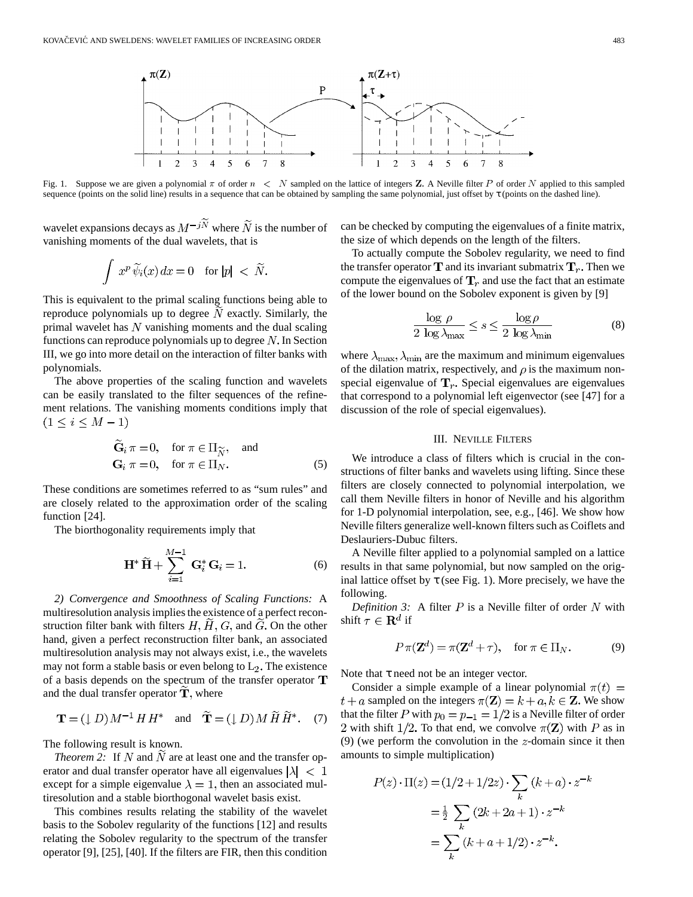Fig. 1. Suppose we are given a polynomial $\pi$ of order $n < N$ sampled on the lattice of integers $\mathbf{Z}$. A Neville filter $P$ of order $N$ applied to this sampled sequence (points on the solid line) results in a sequence that can be obtained by sampling the same polynomial, just offset by $\tau$ (points on the dashed line).

wavelet expansions decays as $M^{-j\widetilde{N}}$ where $\widetilde{N}$ is the number of vanishing moments of the dual wavelets, that is

$$\int x^p \, \widetilde{\psi}_i(x) \, dx = 0 \quad \text{for } |p| < \widetilde{N}.$$

This is equivalent to the primal scaling functions being able to reproduce polynomials up to degree $\widetilde{N}$ exactly. Similarly, the primal wavelet has $N$ vanishing moments and the dual scaling functions can reproduce polynomials up to degree $N$. In Section III, we go into more detail on the interaction of filter banks with polynomials.

The above properties of the scaling function and wavelets can be easily translated to the filter sequences of the refinement relations. The vanishing moments conditions imply that $(1 \le i \le M-1)$

$$\begin{aligned} \widetilde{\mathbf{G}}_i \, \pi &= 0, \quad \text{for } \pi \in \Pi_{\widetilde{N}}, \quad \text{and} \\ \mathbf{G}_i \, \pi &= 0, \quad \text{for } \pi \in \Pi_N. \end{aligned} \tag{5}$$

These conditions are sometimes referred to as "sum rules" and are closely related to the approximation order of the scaling function [24].

The biorthogonality requirements imply that

$$\mathbf{H}^* \, \widetilde{\mathbf{H}} + \sum_{i=1}^{M-1} \mathbf{G}_i^* \, \mathbf{G}_i = 1. \tag{6}$$

*2) Convergence and Smoothness of Scaling Functions:* A multiresolution analysis implies the existence of a perfect reconstruction filter bank with filters $H, \widetilde{H}, G$, and $\widetilde{G}$. On the other hand, given a perfect reconstruction filter bank, an associated multiresolution analysis may not always exist, i.e., the wavelets may not form a stable basis or even belong to $L_2$. The existence of a basis depends on the spectrum of the transfer operator $\mathbf{T}$ and the dual transfer operator $\widetilde{\mathbf{T}}$, where

$$\mathbf{T} = (\downarrow D) \, M^{-1} \, H \, H^* \quad \text{and} \quad \widetilde{\mathbf{T}} = (\downarrow D) \, M \, \widetilde{H} \, \widetilde{H}^*. \tag{7}$$

The following result is known.

*Theorem 2:* If $N$ and $\widetilde{N}$ are at least one and the transfer operator and dual transfer operator have all eigenvalues $|\lambda| < 1$ except for a simple eigenvalue $\lambda = 1$, then an associated multiresolution and a stable biorthogonal wavelet basis exist.

This combines results relating the stability of the wavelet basis to the Sobolev regularity of the functions [12] and results relating the Sobolev regularity to the spectrum of the transfer operator [9], [25], [40]. If the filters are FIR, then this condition can be checked by computing the eigenvalues of a finite matrix, the size of which depends on the length of the filters.

To actually compute the Sobolev regularity, we need to find the transfer operator $\mathbf{T}$ and its invariant submatrix $\mathbf{T}_r$. Then we compute the eigenvalues of $\mathbf{T}_r$ and use the fact that an estimate of the lower bound on the Sobolev exponent is given by [9]

$$\frac{\log \rho}{2 \, \log \lambda_{\max}} \le s \le \frac{\log \rho}{2 \, \log \lambda_{\min}} \tag{8}$$

where $\lambda_{\max}, \lambda_{\min}$ are the maximum and minimum eigenvalues of the dilation matrix, respectively, and $\rho$ is the maximum nonspecial eigenvalue of $\mathbf{T}_r$. Special eigenvalues are eigenvalues that correspond to a polynomial left eigenvector (see [47] for a discussion of the role of special eigenvalues).

## III. Neville Filters

We introduce a class of filters which is crucial in the constructions of filter banks and wavelets using lifting. Since these filters are closely connected to polynomial interpolation, we call them Neville filters in honor of Neville and his algorithm for 1-D polynomial interpolation, see, e.g., [46]. We show how Neville filters generalize well-known filters such as Coiflets and Deslauriers-Dubuc filters.

A Neville filter applied to a polynomial sampled on a lattice results in that same polynomial, but now sampled on the original lattice offset by $\tau$ (see Fig. 1). More precisely, we have the following.

*Definition 3:* A filter $P$ is a Neville filter of order $N$ with shift $\tau \in \mathbf{R}^d$ if

$$P \, \pi(\mathbf{Z}^d) = \pi(\mathbf{Z}^d + \tau), \quad \text{for } \pi \in \Pi_N. \tag{9}$$

Note that $\tau$ need not be an integer vector.

Consider a simple example of a linear polynomial $\pi(t) = t + a$ sampled on the integers $\pi(\mathbf{Z}) = k + a, k \in \mathbf{Z}$. We show that the filter $P$ with $p_0 = p_{-1} = 1/2$ is a Neville filter of order 2 with shift $1/2$. To that end, we convolve $\pi(\mathbf{Z})$ with $P$ as in (9) (we perform the convolution in the $z$-domain since it then amounts to simple multiplication)

$$\begin{aligned} P(z) \cdot \Pi(z) &= (1/2 + 1/2z) \cdot \sum_k (k+a) \cdot z^{-k} \\ &= \tfrac{1}{2} \sum_k (2k + 2a + 1) \cdot z^{-k} \\ &= \sum_k (k + a + 1/2) \cdot z^{-k}. \end{aligned}$$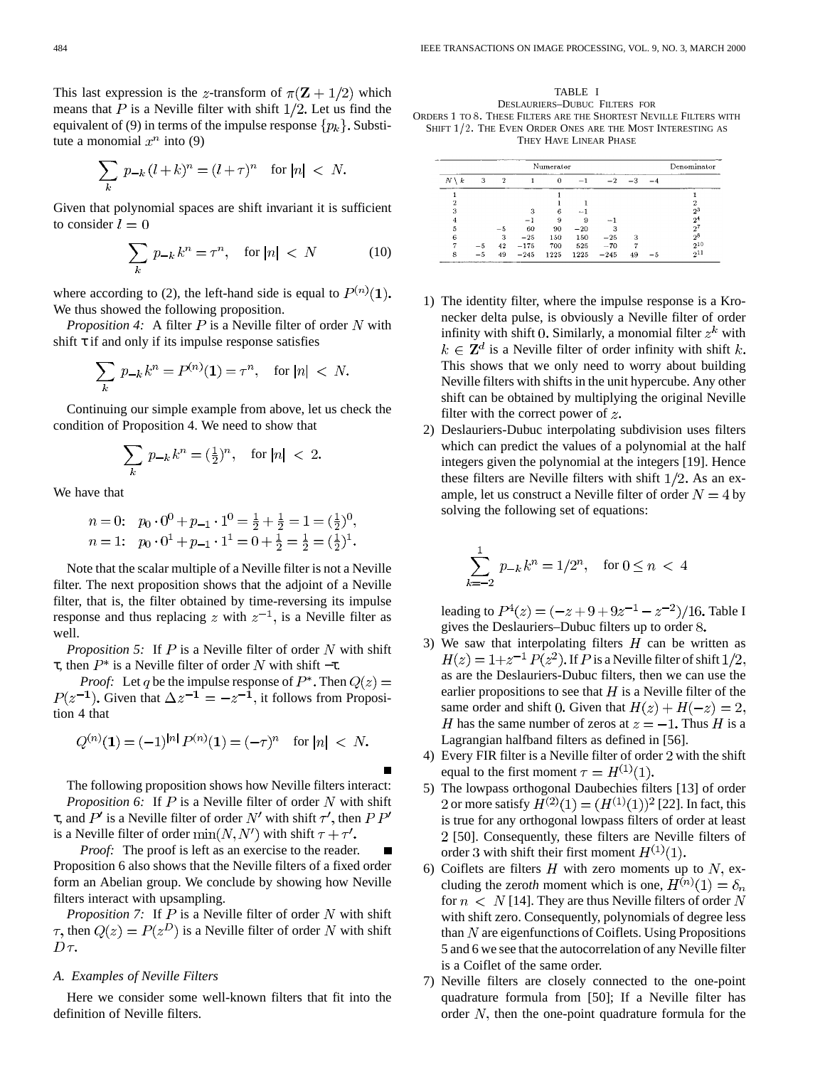This last expression is the $z$-transform of $\pi(\mathbf{Z}+1/2)$ which means that $P$ is a Neville filter with shift $1/2$. Let us find the equivalent of (9) in terms of the impulse response $\{p_k\}$. Substitute a monomial $x^n$ into (9)

$$\sum_k p_{-k}\,(l+k)^n = (l+\tau)^n \quad \text{for } |n| < N.$$

Given that polynomial spaces are shift invariant it is sufficient to consider $l=0$

$$\sum_k p_{-k}\,k^n = \tau^n, \quad \text{for } |n| < N \tag{10}$$

where according to (2), the left-hand side is equal to $P^{(n)}(\mathbf{1})$. We thus showed the following proposition.

*Proposition 4:* A filter $P$ is a Neville filter of order $N$ with shift $\tau$ if and only if its impulse response satisfies

$$\sum_k p_{-k}\,k^n = P^{(n)}(\mathbf{1}) = \tau^n, \quad \text{for } |n| < N.$$

Continuing our simple example from above, let us check the condition of Proposition 4. We need to show that

$$\sum_k p_{-k}\,k^n = (\tfrac{1}{2})^n, \quad \text{for } |n| < 2.$$

We have that

$$n=0:\quad p_0\cdot 0^0 + p_{-1}\cdot 1^0 = \tfrac{1}{2}+\tfrac{1}{2} = 1 = (\tfrac{1}{2})^0,$$
$$n=1:\quad p_0\cdot 0^1 + p_{-1}\cdot 1^1 = 0+\tfrac{1}{2} = \tfrac{1}{2} = (\tfrac{1}{2})^1.$$

Note that the scalar multiple of a Neville filter is not a Neville filter. The next proposition shows that the adjoint of a Neville filter, that is, the filter obtained by time-reversing its impulse response and thus replacing $z$ with $z^{-1}$, is a Neville filter as well.

*Proposition 5:* If $P$ is a Neville filter of order $N$ with shift $\tau$, then $P^*$ is a Neville filter of order $N$ with shift $-\tau$.

*Proof:* Let $q$ be the impulse response of $P^*$. Then $Q(z) = P(z^{-1})$. Given that $\Delta z^{-1} = -z^{-1}$, it follows from Proposition 4 that

$$Q^{(n)}(\mathbf{1}) = (-1)^{|n|}\,P^{(n)}(\mathbf{1}) = (-\tau)^n \quad \text{for } |n| < N.$$

∎

The following proposition shows how Neville filters interact:

*Proposition 6:* If $P$ is a Neville filter of order $N$ with shift $\tau$, and $P'$ is a Neville filter of order $N'$ with shift $\tau'$, then $P\,P'$ is a Neville filter of order $\min(N, N')$ with shift $\tau+\tau'$.

*Proof:* The proof is left as an exercise to the reader. ∎

Proposition 6 also shows that the Neville filters of a fixed order form an Abelian group. We conclude by showing how Neville filters interact with upsampling.

*Proposition 7:* If $P$ is a Neville filter of order $N$ with shift $\tau$, then $Q(z) = P(z^D)$ is a Neville filter of order $N$ with shift $D\tau$.

### *A. Examples of Neville Filters*

Here we consider some well-known filters that fit into the definition of Neville filters.

TABLE I
DESLAURIERS–DUBUC FILTERS FOR ORDERS 1 TO 8. THESE FILTERS ARE THE SHORTEST NEVILLE FILTERS WITH SHIFT $1/2$. THE EVEN ORDER ONES ARE THE MOST INTERESTING AS THEY HAVE LINEAR PHASE

| | Numerator | | | | | | | | Denominator |
|---|---|---|---|---|---|---|---|---|---|
| $N \setminus k$ | 3 | 2 | 1 | 0 | −1 | −2 | −3 | −4 | |
| 1 | | | | 1 | | | | | 1 |
| 2 | | | | 1 | 1 | | | | 2 |
| 3 | | | 3 | 6 | −1 | | | | $2^3$ |
| 4 | | | −1 | 9 | 9 | −1 | | | $2^4$ |
| 5 | | −5 | 60 | 90 | −20 | 3 | | | $2^7$ |
| 6 | | 3 | −25 | 150 | 150 | −25 | 3 | | $2^8$ |
| 7 | −5 | 42 | −175 | 700 | 525 | −70 | 7 | | $2^{10}$ |
| 8 | −5 | 49 | −245 | 1225 | 1225 | −245 | 49 | −5 | $2^{11}$ |

1) The identity filter, where the impulse response is a Kronecker delta pulse, is obviously a Neville filter of order infinity with shift $0$. Similarly, a monomial filter $z^k$ with $k \in \mathbf{Z}^d$ is a Neville filter of order infinity with shift $k$. This shows that we only need to worry about building Neville filters with shifts in the unit hypercube. Any other shift can be obtained by multiplying the original Neville filter with the correct power of $z$.
2) Deslauriers-Dubuc interpolating subdivision uses filters which can predict the values of a polynomial at the half integers given the polynomial at the integers [19]. Hence these filters are Neville filters with shift $1/2$. As an example, let us construct a Neville filter of order $N=4$ by solving the following set of equations:

$$\sum_{k=-2}^{1} p_{-k}\,k^n = 1/2^n, \quad \text{for } 0 \le n < 4$$

leading to $P^4(z) = (-z + 9 + 9z^{-1} - z^{-2})/16$. Table I gives the Deslauriers–Dubuc filters up to order $8$.
3) We saw that interpolating filters $H$ can be written as $H(z) = 1 + z^{-1}\,P(z^2)$. If $P$ is a Neville filter of shift $1/2$, as are the Deslauriers-Dubuc filters, then we can use the earlier propositions to see that $H$ is a Neville filter of the same order and shift $0$. Given that $H(z)+H(-z)=2$, $H$ has the same number of zeros at $z=-1$. Thus $H$ is a Lagrangian halfband filters as defined in [56].
4) Every FIR filter is a Neville filter of order $2$ with the shift equal to the first moment $\tau = H^{(1)}(1)$.
5) The lowpass orthogonal Daubechies filters [13] of order $2$ or more satisfy $H^{(2)}(1) = (H^{(1)}(1))^2$ [22]. In fact, this is true for any orthogonal lowpass filters of order at least $2$ [50]. Consequently, these filters are Neville filters of order $3$ with shift their first moment $H^{(1)}(1)$.
6) Coiflets are filters $H$ with zero moments up to $N$, excluding the zero*th* moment which is one, $H^{(n)}(1) = \delta_n$ for $n < N$ [14]. They are thus Neville filters of order $N$ with shift zero. Consequently, polynomials of degree less than $N$ are eigenfunctions of Coiflets. Using Propositions 5 and 6 we see that the autocorrelation of any Neville filter is a Coiflet of the same order.
7) Neville filters are closely connected to the one-point quadrature formula from [50]; If a Neville filter has order $N$, then the one-point quadrature formula for the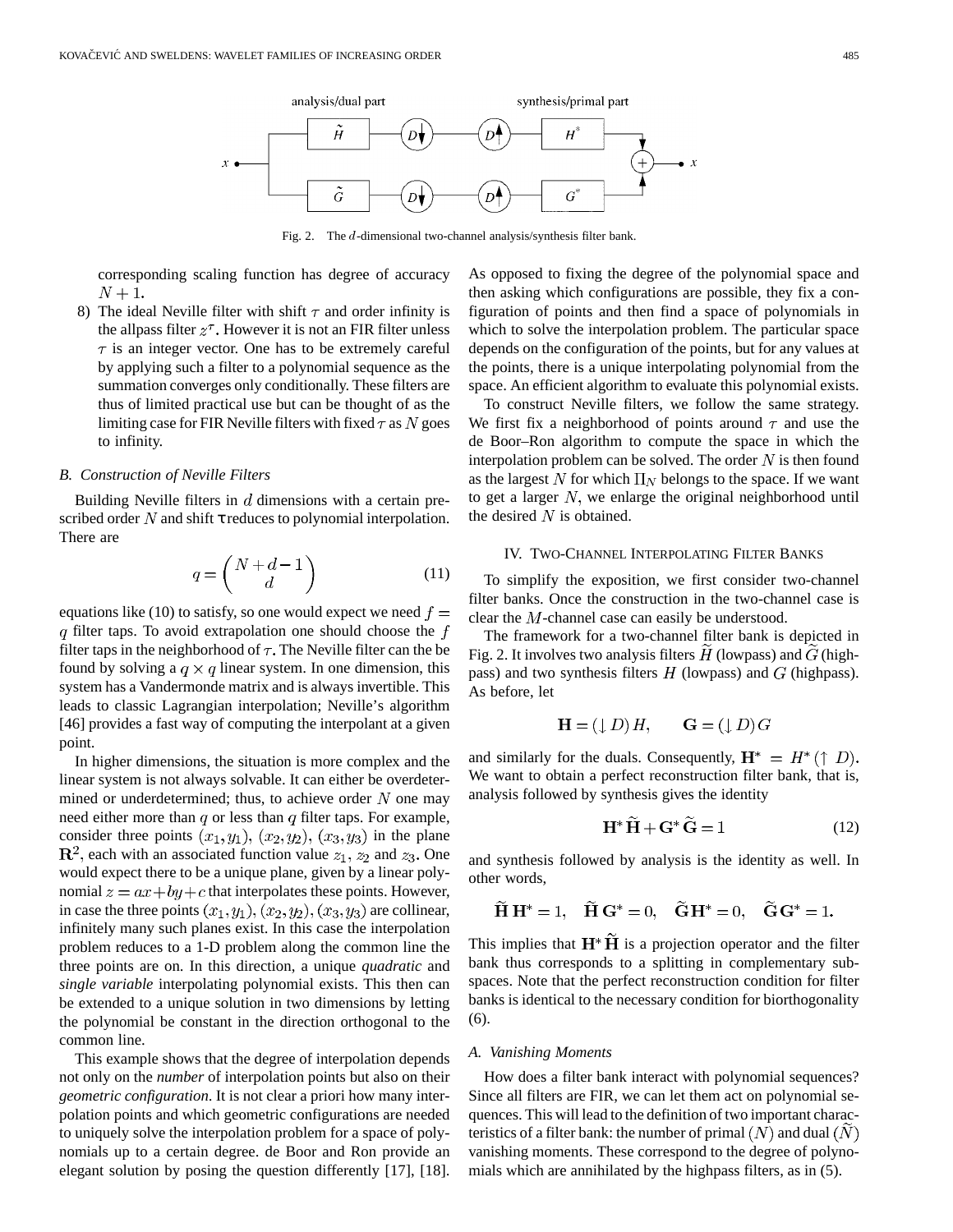Fig. 2. The $d$-dimensional two-channel analysis/synthesis filter bank.

corresponding scaling function has degree of accuracy $N+1$.

8) The ideal Neville filter with shift $\tau$ and order infinity is the allpass filter $z^{\tau}$. However it is not an FIR filter unless $\tau$ is an integer vector. One has to be extremely careful by applying such a filter to a polynomial sequence as the summation converges only conditionally. These filters are thus of limited practical use but can be thought of as the limiting case for FIR Neville filters with fixed $\tau$ as $N$ goes to infinity.

### B. Construction of Neville Filters

Building Neville filters in $d$ dimensions with a certain prescribed order $N$ and shift $\tau$ reduces to polynomial interpolation. There are

$$q = \binom{N+d-1}{d} \tag{11}$$

equations like (10) to satisfy, so one would expect we need $f = q$ filter taps. To avoid extrapolation one should choose the $f$ filter taps in the neighborhood of $\tau$. The Neville filter can the be found by solving a $q \times q$ linear system. In one dimension, this system has a Vandermonde matrix and is always invertible. This leads to classic Lagrangian interpolation; Neville's algorithm [46] provides a fast way of computing the interpolant at a given point.

In higher dimensions, the situation is more complex and the linear system is not always solvable. It can either be overdetermined or underdetermined; thus, to achieve order $N$ one may need either more than $q$ or less than $q$ filter taps. For example, consider three points $(x_1, y_1)$, $(x_2, y_2)$, $(x_3, y_3)$ in the plane $\mathbf{R}^2$, each with an associated function value $z_1$, $z_2$ and $z_3$. One would expect there to be a unique plane, given by a linear polynomial $z = ax + by + c$ that interpolates these points. However, in case the three points $(x_1, y_1)$, $(x_2, y_2)$, $(x_3, y_3)$ are collinear, infinitely many such planes exist. In this case the interpolation problem reduces to a 1-D problem along the common line the three points are on. In this direction, a unique *quadratic* and *single variable* interpolating polynomial exists. This then can be extended to a unique solution in two dimensions by letting the polynomial be constant in the direction orthogonal to the common line.

This example shows that the degree of interpolation depends not only on the *number* of interpolation points but also on their *geometric configuration*. It is not clear a priori how many interpolation points and which geometric configurations are needed to uniquely solve the interpolation problem for a space of polynomials up to a certain degree. de Boor and Ron provide an elegant solution by posing the question differently [17], [18]. As opposed to fixing the degree of the polynomial space and then asking which configurations are possible, they fix a configuration of points and then find a space of polynomials in which to solve the interpolation problem. The particular space depends on the configuration of the points, but for any values at the points, there is a unique interpolating polynomial from the space. An efficient algorithm to evaluate this polynomial exists.

To construct Neville filters, we follow the same strategy. We first fix a neighborhood of points around $\tau$ and use the de Boor–Ron algorithm to compute the space in which the interpolation problem can be solved. The order $N$ is then found as the largest $N$ for which $\Pi_N$ belongs to the space. If we want to get a larger $N$, we enlarge the original neighborhood until the desired $N$ is obtained.

## IV. Two-Channel Interpolating Filter Banks

To simplify the exposition, we first consider two-channel filter banks. Once the construction in the two-channel case is clear the $M$-channel case can easily be understood.

The framework for a two-channel filter bank is depicted in Fig. 2. It involves two analysis filters $\widetilde{H}$ (lowpass) and $\widetilde{G}$ (highpass) and two synthesis filters $H$ (lowpass) and $G$ (highpass). As before, let

$$\mathbf{H} = (\downarrow D)\, H, \qquad \mathbf{G} = (\downarrow D)\, G$$

and similarly for the duals. Consequently, $\mathbf{H}^* = H^* (\uparrow D)$. We want to obtain a perfect reconstruction filter bank, that is, analysis followed by synthesis gives the identity

$$\mathbf{H}^* \widetilde{\mathbf{H}} + \mathbf{G}^* \widetilde{\mathbf{G}} = 1 \tag{12}$$

and synthesis followed by analysis is the identity as well. In other words,

$$\widetilde{\mathbf{H}}\, \mathbf{H}^* = 1, \quad \widetilde{\mathbf{H}}\, \mathbf{G}^* = 0, \quad \widetilde{\mathbf{G}}\mathbf{H}^* = 0, \quad \widetilde{\mathbf{G}}\, \mathbf{G}^* = 1.$$

This implies that $\mathbf{H}^* \widetilde{\mathbf{H}}$ is a projection operator and the filter bank thus corresponds to a splitting in complementary subspaces. Note that the perfect reconstruction condition for filter banks is identical to the necessary condition for biorthogonality (6).

### A. Vanishing Moments

How does a filter bank interact with polynomial sequences? Since all filters are FIR, we can let them act on polynomial sequences. This will lead to the definition of two important characteristics of a filter bank: the number of primal $(N)$ and dual $(\widetilde{N})$ vanishing moments. These correspond to the degree of polynomials which are annihilated by the highpass filters, as in (5).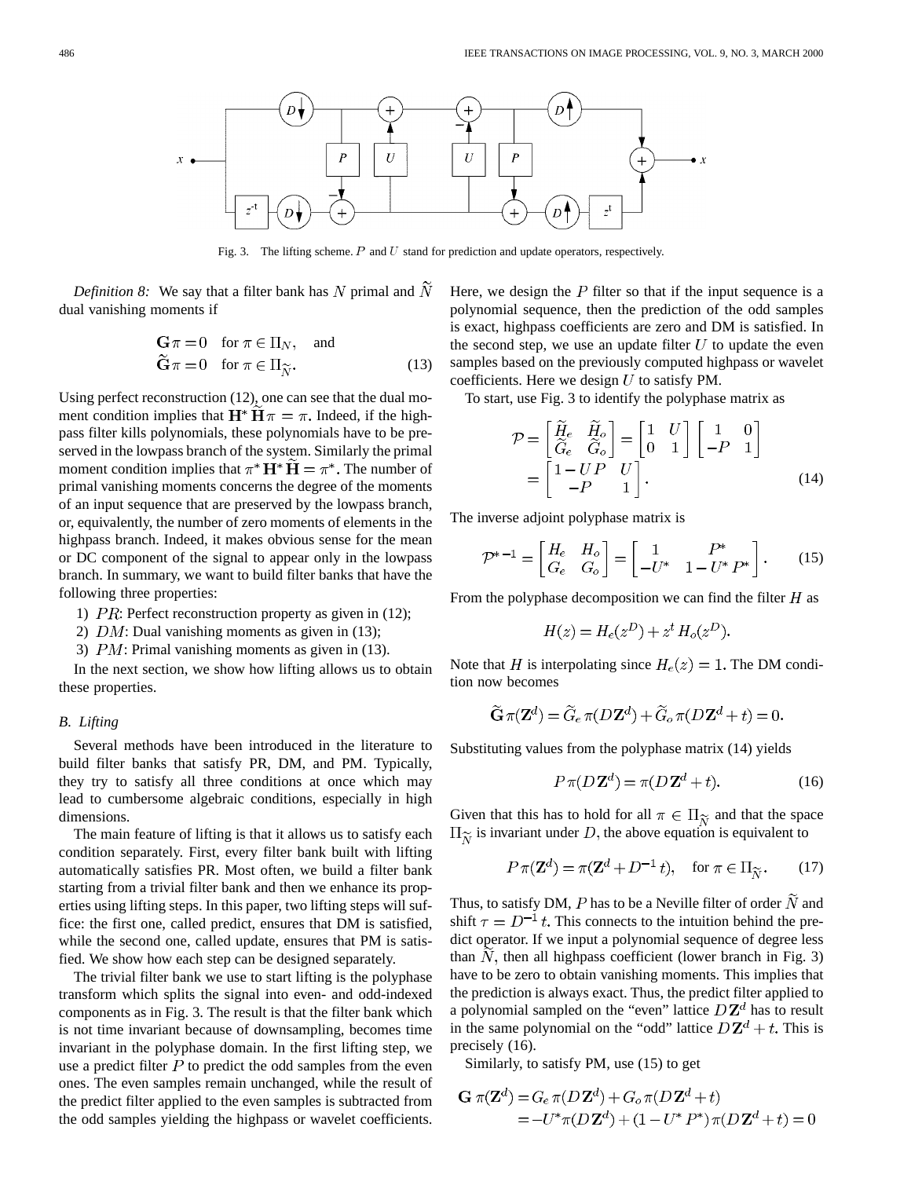Fig. 3. The lifting scheme. $P$ and $U$ stand for prediction and update operators, respectively.

*Definition 8:* We say that a filter bank has $N$ primal and $\tilde{N}$ dual vanishing moments if

$$\begin{aligned} \mathbf{G}\pi &= 0 \quad \text{for } \pi \in \Pi_N, \quad \text{and} \\ \tilde{\mathbf{G}}\pi &= 0 \quad \text{for } \pi \in \Pi_{\tilde{N}}. \end{aligned} \tag{13}$$

Using perfect reconstruction (12), one can see that the dual moment condition implies that $\mathbf{H}^* \tilde{\mathbf{H}} \pi = \pi$. Indeed, if the highpass filter kills polynomials, these polynomials have to be preserved in the lowpass branch of the system. Similarly the primal moment condition implies that $\pi^* \mathbf{H}^* \tilde{\mathbf{H}} = \pi^*$. The number of primal vanishing moments concerns the degree of the moments of an input sequence that are preserved by the lowpass branch, or, equivalently, the number of zero moments of elements in the highpass branch. Indeed, it makes obvious sense for the mean or DC component of the signal to appear only in the lowpass branch. In summary, we want to build filter banks that have the following three properties:

1) $PR$: Perfect reconstruction property as given in (12);
2) $DM$: Dual vanishing moments as given in (13);
3) $PM$: Primal vanishing moments as given in (13).

In the next section, we show how lifting allows us to obtain these properties.

### B. Lifting

Several methods have been introduced in the literature to build filter banks that satisfy PR, DM, and PM. Typically, they try to satisfy all three conditions at once which may lead to cumbersome algebraic conditions, especially in high dimensions.

The main feature of lifting is that it allows us to satisfy each condition separately. First, every filter bank built with lifting automatically satisfies PR. Most often, we build a filter bank starting from a trivial filter bank and then we enhance its properties using lifting steps. In this paper, two lifting steps will suffice: the first one, called predict, ensures that DM is satisfied, while the second one, called update, ensures that PM is satisfied. We show how each step can be designed separately.

The trivial filter bank we use to start lifting is the polyphase transform which splits the signal into even- and odd-indexed components as in Fig. 3. The result is that the filter bank which is not time invariant because of downsampling, becomes time invariant in the polyphase domain. In the first lifting step, we use a predict filter $P$ to predict the odd samples from the even ones. The even samples remain unchanged, while the result of the predict filter applied to the even samples is subtracted from the odd samples yielding the highpass or wavelet coefficients. Here, we design the $P$ filter so that if the input sequence is a polynomial sequence, then the prediction of the odd samples is exact, highpass coefficients are zero and DM is satisfied. In the second step, we use an update filter $U$ to update the even samples based on the previously computed highpass or wavelet coefficients. Here we design $U$ to satisfy PM.

To start, use Fig. 3 to identify the polyphase matrix as

$$\begin{aligned} \mathcal{P} = \begin{bmatrix} \tilde{H}_e & \tilde{H}_o \\ \tilde{G}_e & \tilde{G}_o \end{bmatrix} &= \begin{bmatrix} 1 & U \\ 0 & 1 \end{bmatrix} \begin{bmatrix} 1 & 0 \\ -P & 1 \end{bmatrix} \\ &= \begin{bmatrix} 1 - UP & U \\ -P & 1 \end{bmatrix}. \end{aligned} \tag{14}$$

The inverse adjoint polyphase matrix is

$$\mathcal{P}^{*-1} = \begin{bmatrix} H_e & H_o \\ G_e & G_o \end{bmatrix} = \begin{bmatrix} 1 & P^* \\ -U^* & 1 - U^* P^* \end{bmatrix}. \tag{15}$$

From the polyphase decomposition we can find the filter $H$ as

$$H(z) = H_e(z^D) + z^t H_o(z^D).$$

Note that $H$ is interpolating since $H_e(z) = 1$. The DM condition now becomes

$$\tilde{\mathbf{G}} \pi(\mathbf{Z}^d) = \tilde{G}_e \pi(D\mathbf{Z}^d) + \tilde{G}_o \pi(D\mathbf{Z}^d + t) = 0.$$

Substituting values from the polyphase matrix (14) yields

$$P \pi(D\mathbf{Z}^d) = \pi(D\mathbf{Z}^d + t). \tag{16}$$

Given that this has to hold for all $\pi \in \Pi_{\tilde{N}}$ and that the space $\Pi_{\tilde{N}}$ is invariant under $D$, the above equation is equivalent to

$$P \pi(\mathbf{Z}^d) = \pi(\mathbf{Z}^d + D^{-1} t), \quad \text{for } \pi \in \Pi_{\tilde{N}}. \tag{17}$$

Thus, to satisfy DM, $P$ has to be a Neville filter of order $\tilde{N}$ and shift $\tau = D^{-1} t$. This connects to the intuition behind the predict operator. If we input a polynomial sequence of degree less than $\tilde{N}$, then all highpass coefficient (lower branch in Fig. 3) have to be zero to obtain vanishing moments. This implies that the prediction is always exact. Thus, the predict filter applied to a polynomial sampled on the "even" lattice $D\mathbf{Z}^d$ has to result in the same polynomial on the "odd" lattice $D\mathbf{Z}^d + t$. This is precisely (16).

Similarly, to satisfy PM, use (15) to get

$$\begin{aligned} \mathbf{G}\, \pi(\mathbf{Z}^d) &= G_e\, \pi(D\mathbf{Z}^d) + G_o\, \pi(D\mathbf{Z}^d + t) \\ &= -U^* \pi(D\mathbf{Z}^d) + (1 - U^* P^*)\, \pi(D\mathbf{Z}^d + t) = 0 \end{aligned}$$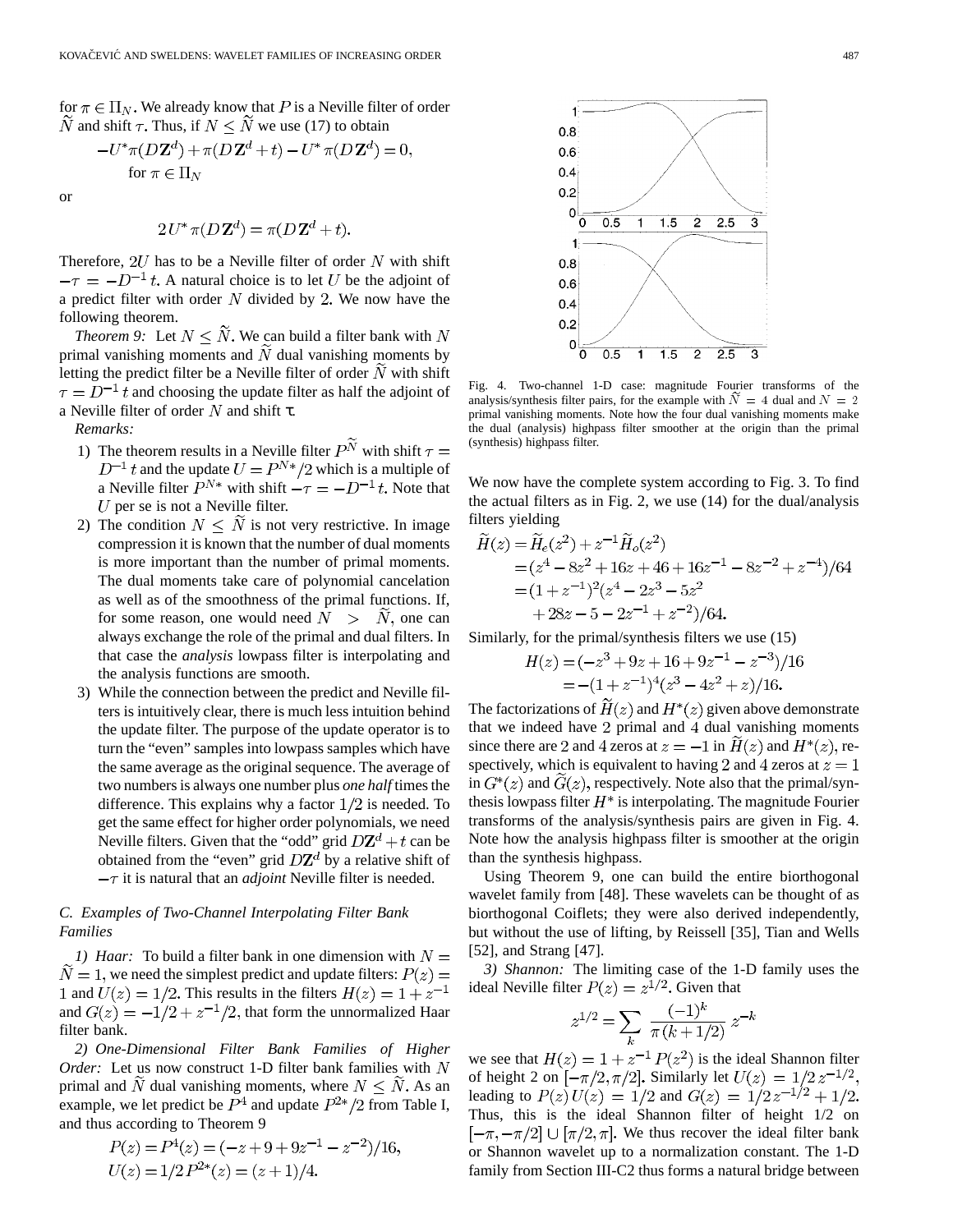for $\pi \in \Pi_N$. We already know that $P$ is a Neville filter of order $\widetilde{N}$ and shift $\tau$. Thus, if $N \le \widetilde{N}$ we use (17) to obtain

$$-U^* \pi(D\mathbf{Z}^d) + \pi(D\mathbf{Z}^d + t) - U^* \pi(D\mathbf{Z}^d) = 0, \quad \text{for } \pi \in \Pi_N$$

or

$$2U^* \pi(D\mathbf{Z}^d) = \pi(D\mathbf{Z}^d + t).$$

Therefore, $2U$ has to be a Neville filter of order $N$ with shift $-\tau = -D^{-1}t$. A natural choice is to let $U$ be the adjoint of a predict filter with order $N$ divided by 2. We now have the following theorem.

*Theorem 9:* Let $N \le \widetilde{N}$. We can build a filter bank with $N$ primal vanishing moments and $\widetilde{N}$ dual vanishing moments by letting the predict filter be a Neville filter of order $\widetilde{N}$ with shift $\tau = D^{-1}t$ and choosing the update filter as half the adjoint of a Neville filter of order $N$ and shift $\tau$.

*Remarks:*

1) The theorem results in a Neville filter $P^{\widetilde{N}}$ with shift $\tau = D^{-1}t$ and the update $U = P^{N*}/2$ which is a multiple of a Neville filter $P^{N*}$ with shift $-\tau = -D^{-1}t$. Note that $U$ per se is not a Neville filter.

2) The condition $N \le \widetilde{N}$ is not very restrictive. In image compression it is known that the number of dual moments is more important than the number of primal moments. The dual moments take care of polynomial cancelation as well as of the smoothness of the primal functions. If, for some reason, one would need $N > \widetilde{N}$, one can always exchange the role of the primal and dual filters. In that case the *analysis* lowpass filter is interpolating and the analysis functions are smooth.

3) While the connection between the predict and Neville filters is intuitively clear, there is much less intuition behind the update filter. The purpose of the update operator is to turn the "even" samples into lowpass samples which have the same average as the original sequence. The average of two numbers is always one number plus *one half* times the difference. This explains why a factor $1/2$ is needed. To get the same effect for higher order polynomials, we need Neville filters. Given that the "odd" grid $D\mathbf{Z}^d + t$ can be obtained from the "even" grid $D\mathbf{Z}^d$ by a relative shift of $-\tau$ it is natural that an *adjoint* Neville filter is needed.

### C. Examples of Two-Channel Interpolating Filter Bank Families

*1) Haar:* To build a filter bank in one dimension with $N = \widetilde{N} = 1$, we need the simplest predict and update filters: $P(z) = 1$ and $U(z) = 1/2$. This results in the filters $H(z) = 1 + z^{-1}$ and $G(z) = -1/2 + z^{-1}/2$, that form the unnormalized Haar filter bank.

*2) One-Dimensional Filter Bank Families of Higher Order:* Let us now construct 1-D filter bank families with $N$ primal and $\widetilde{N}$ dual vanishing moments, where $N \le \widetilde{N}$. As an example, we let predict be $P^4$ and update $P^{2*}/2$ from Table I, and thus according to Theorem 9

$$P(z) = P^4(z) = (-z + 9 + 9z^{-1} - z^{-2})/16,$$
$$U(z) = 1/2\, P^{2*}(z) = (z+1)/4.$$

Fig. 4. Two-channel 1-D case: magnitude Fourier transforms of the analysis/synthesis filter pairs, for the example with $\widetilde{N} = 4$ dual and $N = 2$ primal vanishing moments. Note how the four dual vanishing moments make the dual (analysis) highpass filter smoother at the origin than the primal (synthesis) highpass filter.

We now have the complete system according to Fig. 3. To find the actual filters as in Fig. 2, we use (14) for the dual/analysis filters yielding

$$\begin{aligned}\widetilde{H}(z) &= \widetilde{H}_e(z^2) + z^{-1}\widetilde{H}_o(z^2)\\ &= (z^4 - 8z^2 + 16z + 46 + 16z^{-1} - 8z^{-2} + z^{-4})/64\\ &= (1+z^{-1})^2(z^4 - 2z^3 - 5z^2\\ &\quad + 28z - 5 - 2z^{-1} + z^{-2})/64.\end{aligned}$$

Similarly, for the primal/synthesis filters we use (15)

$$\begin{aligned}H(z) &= (-z^3 + 9z + 16 + 9z^{-1} - z^{-3})/16\\ &= -(1+z^{-1})^4(z^3 - 4z^2 + z)/16.\end{aligned}$$

The factorizations of $\widetilde{H}(z)$ and $H^*(z)$ given above demonstrate that we indeed have 2 primal and 4 dual vanishing moments since there are 2 and 4 zeros at $z = -1$ in $\widetilde{H}(z)$ and $H^*(z)$, respectively, which is equivalent to having 2 and 4 zeros at $z = 1$ in $G^*(z)$ and $\widetilde{G}(z)$, respectively. Note also that the primal/synthesis lowpass filter $H^*$ is interpolating. The magnitude Fourier transforms of the analysis/synthesis pairs are given in Fig. 4. Note how the analysis highpass filter is smoother at the origin than the synthesis highpass.

Using Theorem 9, one can build the entire biorthogonal wavelet family from [48]. These wavelets can be thought of as biorthogonal Coiflets; they were also derived independently, but without the use of lifting, by Reissell [35], Tian and Wells [52], and Strang [47].

*3) Shannon:* The limiting case of the 1-D family uses the ideal Neville filter $P(z) = z^{1/2}$. Given that

$$z^{1/2} = \sum_k \frac{(-1)^k}{\pi(k+1/2)}\, z^{-k}$$

we see that $H(z) = 1 + z^{-1}P(z^2)$ is the ideal Shannon filter of height 2 on $[-\pi/2, \pi/2]$. Similarly let $U(z) = 1/2\, z^{-1/2}$, leading to $P(z)\,U(z) = 1/2$ and $G(z) = 1/2\, z^{-1/2} + 1/2$. Thus, this is the ideal Shannon filter of height 1/2 on $[-\pi, -\pi/2] \cup [\pi/2, \pi]$. We thus recover the ideal filter bank or Shannon wavelet up to a normalization constant. The 1-D family from Section III-C2 thus forms a natural bridge between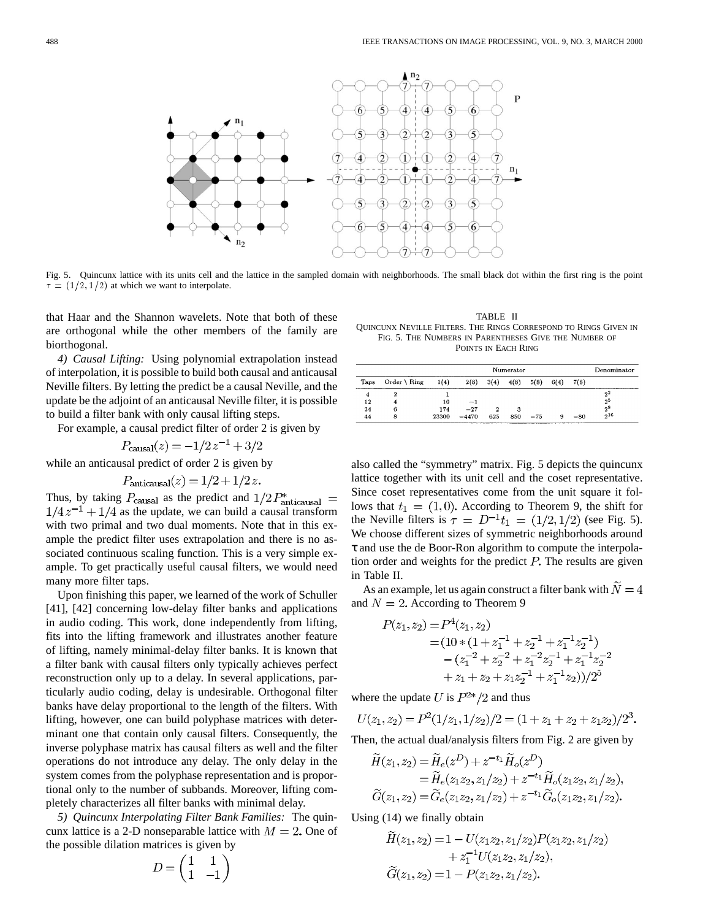Fig. 5. Quincunx lattice with its units cell and the lattice in the sampled domain with neighborhoods. The small black dot within the first ring is the point $\tau = (1/2, 1/2)$ at which we want to interpolate.

that Haar and the Shannon wavelets. Note that both of these are orthogonal while the other members of the family are biorthogonal.

*4) Causal Lifting:* Using polynomial extrapolation instead of interpolation, it is possible to build both causal and anticausal Neville filters. By letting the predict be a causal Neville, and the update be the adjoint of an anticausal Neville filter, it is possible to build a filter bank with only causal lifting steps.

For example, a causal predict filter of order 2 is given by

$$P_{\text{causal}}(z) = -1/2\,z^{-1} + 3/2$$

while an anticausal predict of order 2 is given by

$$P_{\text{anticausal}}(z) = 1/2 + 1/2\,z.$$

Thus, by taking $P_{\text{causal}}$ as the predict and $1/2\,P^*_{\text{anticausal}} = 1/4\,z^{-1} + 1/4$ as the update, we can build a causal transform with two primal and two dual moments. Note that in this example the predict filter uses extrapolation and there is no associated continuous scaling function. This is a very simple example. To get practically useful causal filters, we would need many more filter taps.

Upon finishing this paper, we learned of the work of Schuller [41], [42] concerning low-delay filter banks and applications in audio coding. This work, done independently from lifting, fits into the lifting framework and illustrates another feature of lifting, namely minimal-delay filter banks. It is known that a filter bank with causal filters only typically achieves perfect reconstruction only up to a delay. In several applications, particularly audio coding, delay is undesirable. Orthogonal filter banks have delay proportional to the length of the filters. With lifting, however, one can build polyphase matrices with determinant one that contain only causal filters. Consequently, the inverse polyphase matrix has causal filters as well and the filter operations do not introduce any delay. The only delay in the system comes from the polyphase representation and is proportional only to the number of subbands. Moreover, lifting completely characterizes all filter banks with minimal delay.

*5) Quincunx Interpolating Filter Bank Families:* The quincunx lattice is a 2-D nonseparable lattice with $M = 2$. One of the possible dilation matrices is given by

$$D = \begin{pmatrix} 1 & 1 \\ 1 & -1 \end{pmatrix}$$

also called the "symmetry" matrix. Fig. 5 depicts the quincunx lattice together with its unit cell and the coset representative. Since coset representatives come from the unit square it follows that $t_1 = (1, 0)$. According to Theorem 9, the shift for the Neville filters is $\tau = D^{-1} t_1 = (1/2, 1/2)$ (see Fig. 5). We choose different sizes of symmetric neighborhoods around $\tau$ and use the de Boor-Ron algorithm to compute the interpolation order and weights for the predict $P$. The results are given in Table II.

TABLE II
QUINCUNX NEVILLE FILTERS. THE RINGS CORRESPOND TO RINGS GIVEN IN FIG. 5. THE NUMBERS IN PARENTHESES GIVE THE NUMBER OF POINTS IN EACH RING

| | | Numerator | | | | | | | Denominator |
|---|---|---|---|---|---|---|---|---|---|
| Taps | Order \ Ring | 1(4) | 2(8) | 3(4) | 4(8) | 5(8) | 6(4) | 7(8) | |
| 4 | 2 | 1 | | | | | | | $2^2$ |
| 12 | 4 | 10 | $-1$ | | | | | | $2^5$ |
| 24 | 6 | 174 | $-27$ | 2 | 3 | | | | $2^9$ |
| 44 | 8 | 23300 | $-4470$ | 625 | 850 | $-75$ | 9 | $-80$ | $2^{16}$ |

As an example, let us again construct a filter bank with $\tilde{N} = 4$ and $N = 2$. According to Theorem 9

$$\begin{aligned} P(z_1, z_2) &= P^4(z_1, z_2) \\ &= (10 * (1 + z_1^{-1} + z_2^{-1} + z_1^{-1} z_2^{-1}) \\ &\quad - (z_1^{-2} + z_2^{-2} + z_1^{-2} z_2^{-1} + z_1^{-1} z_2^{-2} \\ &\quad + z_1 + z_2 + z_1 z_2^{-1} + z_1^{-1} z_2))/2^5 \end{aligned}$$

where the update $U$ is $P^{2*}/2$ and thus

$$U(z_1, z_2) = P^2(1/z_1, 1/z_2)/2 = (1 + z_1 + z_2 + z_1 z_2)/2^3.$$

Then, the actual dual/analysis filters from Fig. 2 are given by

$$\begin{aligned} \tilde{H}(z_1, z_2) &= \tilde{H}_e(z^D) + z^{-t_1} \tilde{H}_o(z^D) \\ &= \tilde{H}_e(z_1 z_2, z_1/z_2) + z^{-t_1} \tilde{H}_o(z_1 z_2, z_1/z_2), \\ \tilde{G}(z_1, z_2) &= \tilde{G}_e(z_1 z_2, z_1/z_2) + z^{-t_1} \tilde{G}_o(z_1 z_2, z_1/z_2). \end{aligned}$$

Using (14) we finally obtain

$$\begin{aligned} \tilde{H}(z_1, z_2) &= 1 - U(z_1 z_2, z_1/z_2) P(z_1 z_2, z_1/z_2) \\ &\quad + z_1^{-1} U(z_1 z_2, z_1/z_2), \\ \tilde{G}(z_1, z_2) &= 1 - P(z_1 z_2, z_1/z_2). \end{aligned}$$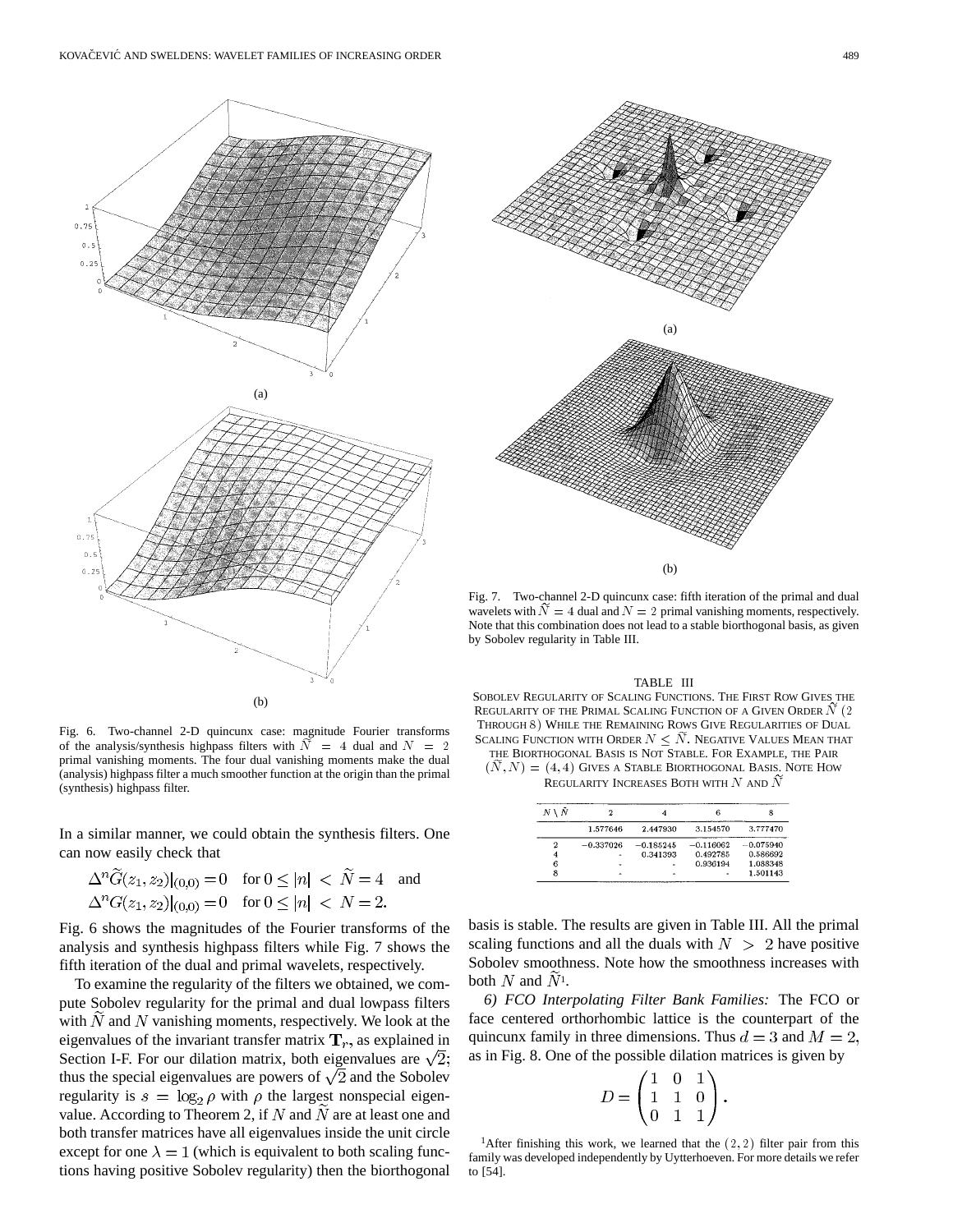(a)

(b)

Fig. 6. Two-channel 2-D quincunx case: magnitude Fourier transforms of the analysis/synthesis highpass filters with $\tilde{N} = 4$ dual and $N = 2$ primal vanishing moments. The four dual vanishing moments make the dual (analysis) highpass filter a much smoother function at the origin than the primal (synthesis) highpass filter.

In a similar manner, we could obtain the synthesis filters. One can now easily check that

$$\Delta^n \tilde{G}(z_1, z_2)|_{(0,0)} = 0 \quad \text{for } 0 \leq |n| < \tilde{N} = 4 \quad \text{and}$$
$$\Delta^n G(z_1, z_2)|_{(0,0)} = 0 \quad \text{for } 0 \leq |n| < N = 2.$$

Fig. 6 shows the magnitudes of the Fourier transforms of the analysis and synthesis highpass filters while Fig. 7 shows the fifth iteration of the dual and primal wavelets, respectively.

To examine the regularity of the filters we obtained, we compute Sobolev regularity for the primal and dual lowpass filters with $\tilde{N}$ and $N$ vanishing moments, respectively. We look at the eigenvalues of the invariant transfer matrix $\mathbf{T}_r$, as explained in Section I-F. For our dilation matrix, both eigenvalues are $\sqrt{2}$; thus the special eigenvalues are powers of $\sqrt{2}$ and the Sobolev regularity is $s = \log_2 \rho$ with $\rho$ the largest nonspecial eigenvalue. According to Theorem 2, if $N$ and $\tilde{N}$ are at least one and both transfer matrices have all eigenvalues inside the unit circle except for one $\lambda = 1$ (which is equivalent to both scaling functions having positive Sobolev regularity) then the biorthogonal basis is stable. The results are given in Table III. All the primal scaling functions and all the duals with $N > 2$ have positive Sobolev smoothness. Note how the smoothness increases with both $N$ and $\tilde{N}$[1].

(a)

(b)

Fig. 7. Two-channel 2-D quincunx case: fifth iteration of the primal and dual wavelets with $\tilde{N} = 4$ dual and $N = 2$ primal vanishing moments, respectively. Note that this combination does not lead to a stable biorthogonal basis, as given by Sobolev regularity in Table III.

TABLE III

Sobolev Regularity of Scaling Functions. The First Row Gives the Regularity of the Primal Scaling Function of a Given Order $\tilde{N}$ (2 Through 8) While the Remaining Rows Give Regularities of Dual Scaling Function with Order $N \leq \tilde{N}$. Negative Values Mean that the Biorthogonal Basis Is Not Stable. For Example, the Pair $(\tilde{N}, N) = (4, 4)$ Gives a Stable Biorthogonal Basis. Note How Regularity Increases Both with $N$ and $\tilde{N}$

| $N \setminus \tilde{N}$ | 2 | 4 | 6 | 8 |
|---|---|---|---|---|
| | 1.577646 | 2.447930 | 3.154570 | 3.777470 |
| 2 | −0.337026 | −0.185245 | −0.116062 | −0.075940 |
| 4 | - | 0.341393 | 0.492785 | 0.586692 |
| 6 | - | - | 0.936194 | 1.088348 |
| 8 | - | - | - | 1.501143 |

*6) FCO Interpolating Filter Bank Families:* The FCO or face centered orthorhombic lattice is the counterpart of the quincunx family in three dimensions. Thus $d = 3$ and $M = 2$, as in Fig. 8. One of the possible dilation matrices is given by

$$D = \begin{pmatrix} 1 & 0 & 1 \\ 1 & 1 & 0 \\ 0 & 1 & 1 \end{pmatrix}.$$

[1] After finishing this work, we learned that the $(2, 2)$ filter pair from this family was developed independently by Uytterhoeven. For more details we refer to [54].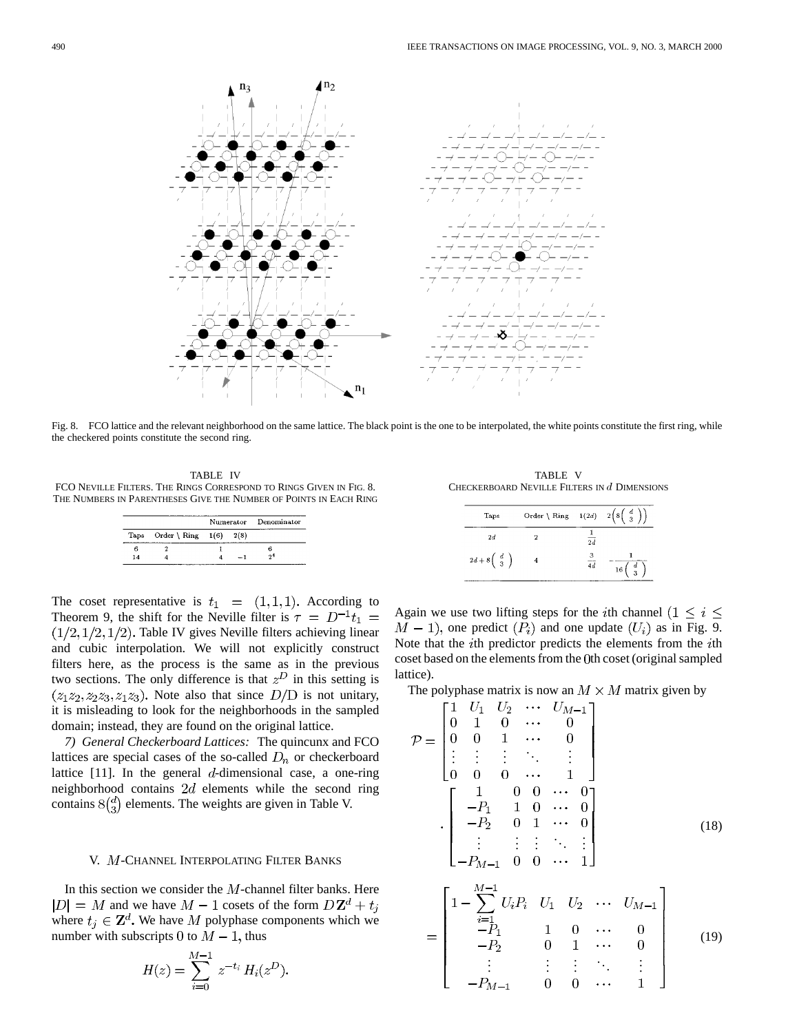Fig. 8. FCO lattice and the relevant neighborhood on the same lattice. The black point is the one to be interpolated, the white points constitute the first ring, while the checkered points constitute the second ring.

TABLE IV
FCO NEVILLE FILTERS. THE RINGS CORRESPOND TO RINGS GIVEN IN FIG. 8. THE NUMBERS IN PARENTHESES GIVE THE NUMBER OF POINTS IN EACH RING

| | | Numerator | | Denominator |
|---|---|---|---|---|
| Taps | Order \ Ring | 1(6) | 2(8) | |
| 6 | 2 | 1 | | 6 |
| 14 | 4 | 4 | −1 | $2^4$ |

The coset representative is $t_1 = (1,1,1)$. According to Theorem 9, the shift for the Neville filter is $\tau = D^{-1}t_1 = (1/2, 1/2, 1/2)$. Table IV gives Neville filters achieving linear and cubic interpolation. We will not explicitly construct filters here, as the process is the same as in the previous two sections. The only difference is that $z^D$ in this setting is $(z_1z_2, z_2z_3, z_1z_3)$. Note also that since $D/\text{D}$ is not unitary, it is misleading to look for the neighborhoods in the sampled domain; instead, they are found on the original lattice.

*7) General Checkerboard Lattices:* The quincunx and FCO lattices are special cases of the so-called $D_n$ or checkerboard lattice [11]. In the general $d$-dimensional case, a one-ring neighborhood contains $2d$ elements while the second ring contains $8\binom{d}{3}$ elements. The weights are given in Table V.

TABLE V
CHECKERBOARD NEVILLE FILTERS IN $d$ DIMENSIONS

| Taps | Order \ Ring | $1(2d)$ | $2\left(8\binom{d}{3}\right)$ |
|---|---|---|---|
| $2d$ | 2 | $\frac{1}{2d}$ | |
| $2d + 8\binom{d}{3}$ | 4 | $\frac{3}{4d}$ | $-\frac{1}{16\binom{d}{3}}$ |

## V. $M$-CHANNEL INTERPOLATING FILTER BANKS

In this section we consider the $M$-channel filter banks. Here $|D| = M$ and we have $M-1$ cosets of the form $D\mathbf{Z}^d + t_j$ where $t_j \in \mathbf{Z}^d$. We have $M$ polyphase components which we number with subscripts 0 to $M-1$, thus

$$H(z) = \sum_{i=0}^{M-1} z^{-t_i} H_i(z^D).$$

Again we use two lifting steps for the $i$th channel $(1 \le i \le M-1)$, one predict $(P_i)$ and one update $(U_i)$ as in Fig. 9. Note that the $i$th predictor predicts the elements from the $i$th coset based on the elements from the 0th coset (original sampled lattice).

The polyphase matrix is now an $M \times M$ matrix given by

$$\mathcal{P} = \begin{bmatrix} 1 & U_1 & U_2 & \cdots & U_{M-1} \\ 0 & 1 & 0 & \cdots & 0 \\ 0 & 0 & 1 & \cdots & 0 \\ \vdots & \vdots & \vdots & \ddots & \vdots \\ 0 & 0 & 0 & \cdots & 1 \end{bmatrix} \cdot \begin{bmatrix} 1 & 0 & 0 & \cdots & 0 \\ -P_1 & 1 & 0 & \cdots & 0 \\ -P_2 & 0 & 1 & \cdots & 0 \\ \vdots & \vdots & \vdots & \ddots & \vdots \\ -P_{M-1} & 0 & 0 & \cdots & 1 \end{bmatrix} \tag{18}$$

$$= \begin{bmatrix} 1 - \sum_{i=1}^{M-1} U_i P_i & U_1 & U_2 & \cdots & U_{M-1} \\ -P_1 & 1 & 0 & \cdots & 0 \\ -P_2 & 0 & 1 & \cdots & 0 \\ \vdots & \vdots & \vdots & \ddots & \vdots \\ -P_{M-1} & 0 & 0 & \cdots & 1 \end{bmatrix} \tag{19}$$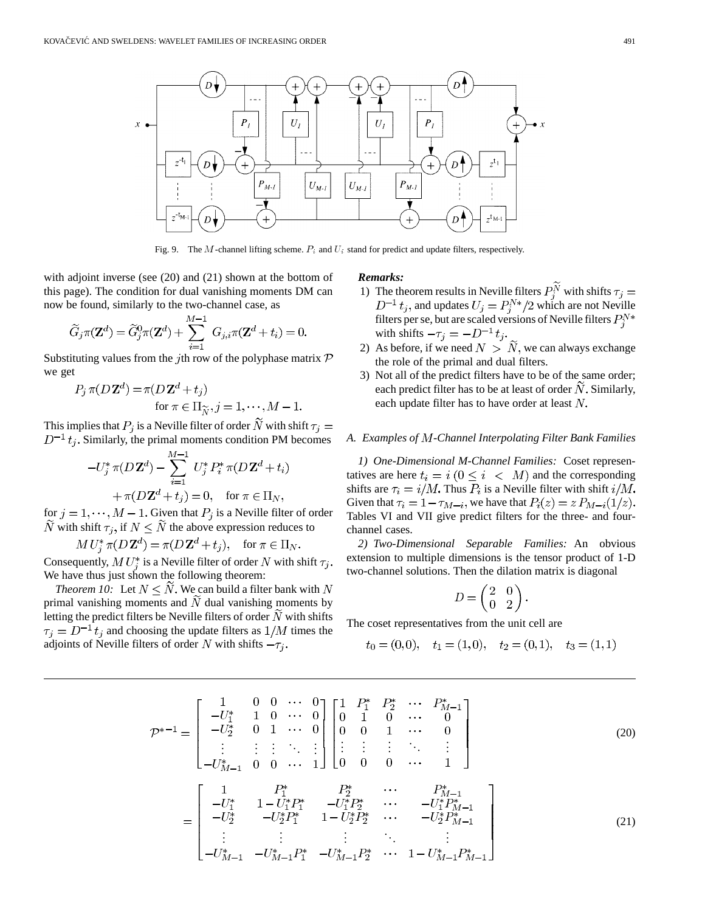Fig. 9. The $M$-channel lifting scheme. $P_i$ and $U_i$ stand for predict and update filters, respectively.

with adjoint inverse (see (20) and (21) shown at the bottom of this page). The condition for dual vanishing moments DM can now be found, similarly to the two-channel case, as

$$\widetilde{G}_j \pi(\mathbf{Z}^d) = \widetilde{G}_j^0 \pi(\mathbf{Z}^d) + \sum_{i=1}^{M-1} G_{j,i} \pi(\mathbf{Z}^d + t_i) = 0.$$

Substituting values from the $j$th row of the polyphase matrix $\mathcal{P}$ we get

$$P_j \, \pi(D\,\mathbf{Z}^d) = \pi(D\,\mathbf{Z}^d + t_j) \quad \text{for } \pi \in \Pi_{\widetilde{N}}, j = 1, \cdots, M-1.$$

This implies that $P_j$ is a Neville filter of order $\widetilde{N}$ with shift $\tau_j = D^{-1} t_j$. Similarly, the primal moments condition PM becomes

$$-U_j^* \, \pi(D\,\mathbf{Z}^d) - \sum_{i=1}^{M-1} U_j^* P_i^* \, \pi(D\,\mathbf{Z}^d + t_i) + \pi(D\mathbf{Z}^d + t_j) = 0, \quad \text{for } \pi \in \Pi_N,$$

for $j = 1, \cdots, M-1$. Given that $P_j$ is a Neville filter of order $\widetilde{N}$ with shift $\tau_j$, if $N \le \widetilde{N}$ the above expression reduces to

$$M\,U_j^* \, \pi(D\,\mathbf{Z}^d) = \pi(D\,\mathbf{Z}^d + t_j), \quad \text{for } \pi \in \Pi_N.$$

Consequently, $M\,U_j^*$ is a Neville filter of order $N$ with shift $\tau_j$. We have thus just shown the following theorem:

*Theorem 10:* Let $N \le \widetilde{N}$. We can build a filter bank with $N$ primal vanishing moments and $\widetilde{N}$ dual vanishing moments by letting the predict filters be Neville filters of order $\widetilde{N}$ with shifts $\tau_j = D^{-1} t_j$ and choosing the update filters as $1/M$ times the adjoints of Neville filters of order $N$ with shifts $-\tau_j$.

***Remarks:***

1) The theorem results in Neville filters $P_j^{\widetilde{N}}$ with shifts $\tau_j = D^{-1} t_j$, and updates $U_j = P_j^{N*}/2$ which are not Neville filters per se, but are scaled versions of Neville filters $P_j^{N*}$ with shifts $-\tau_j = -D^{-1} t_j$.
2) As before, if we need $N > \widetilde{N}$, we can always exchange the role of the primal and dual filters.
3) Not all of the predict filters have to be of the same order; each predict filter has to be at least of order $\widetilde{N}$. Similarly, each update filter has to have order at least $N$.

### A. Examples of $M$-Channel Interpolating Filter Bank Families

*1) One-Dimensional M-Channel Families:* Coset representatives are here $t_i = i \; (0 \le i < M)$ and the corresponding shifts are $\tau_i = i/M$. Thus $P_i$ is a Neville filter with shift $i/M$. Given that $\tau_i = 1 - \tau_{M-i}$, we have that $P_i(z) = z\,P_{M-i}(1/z)$. Tables VI and VII give predict filters for the three- and four-channel cases.

*2) Two-Dimensional Separable Families:* An obvious extension to multiple dimensions is the tensor product of 1-D two-channel solutions. Then the dilation matrix is diagonal

$$D = \begin{pmatrix} 2 & 0 \\ 0 & 2 \end{pmatrix}.$$

The coset representatives from the unit cell are

$$t_0 = (0,0), \quad t_1 = (1,0), \quad t_2 = (0,1), \quad t_3 = (1,1)$$

$$\mathcal{P}^{*-1} = \begin{bmatrix} 1 & 0 & 0 & \cdots & 0 \\ -U_1^* & 1 & 0 & \cdots & 0 \\ -U_2^* & 0 & 1 & \cdots & 0 \\ \vdots & \vdots & \vdots & \ddots & \vdots \\ -U_{M-1}^* & 0 & 0 & \cdots & 1 \end{bmatrix} \begin{bmatrix} 1 & P_1^* & P_2^* & \cdots & P_{M-1}^* \\ 0 & 1 & 0 & \cdots & 0 \\ 0 & 0 & 1 & \cdots & 0 \\ \vdots & \vdots & \vdots & \ddots & \vdots \\ 0 & 0 & 0 & \cdots & 1 \end{bmatrix} \tag{20}$$

$$= \begin{bmatrix} 1 & P_1^* & P_2^* & \cdots & P_{M-1}^* \\ -U_1^* & 1 - U_1^* P_1^* & -U_1^* P_2^* & \cdots & -U_1^* P_{M-1}^* \\ -U_2^* & -U_2^* P_1^* & 1 - U_2^* P_2^* & \cdots & -U_2^* P_{M-1}^* \\ \vdots & \vdots & \vdots & \ddots & \vdots \\ -U_{M-1}^* & -U_{M-1}^* P_1^* & -U_{M-1}^* P_2^* & \cdots & 1 - U_{M-1}^* P_{M-1}^* \end{bmatrix} \tag{21}$$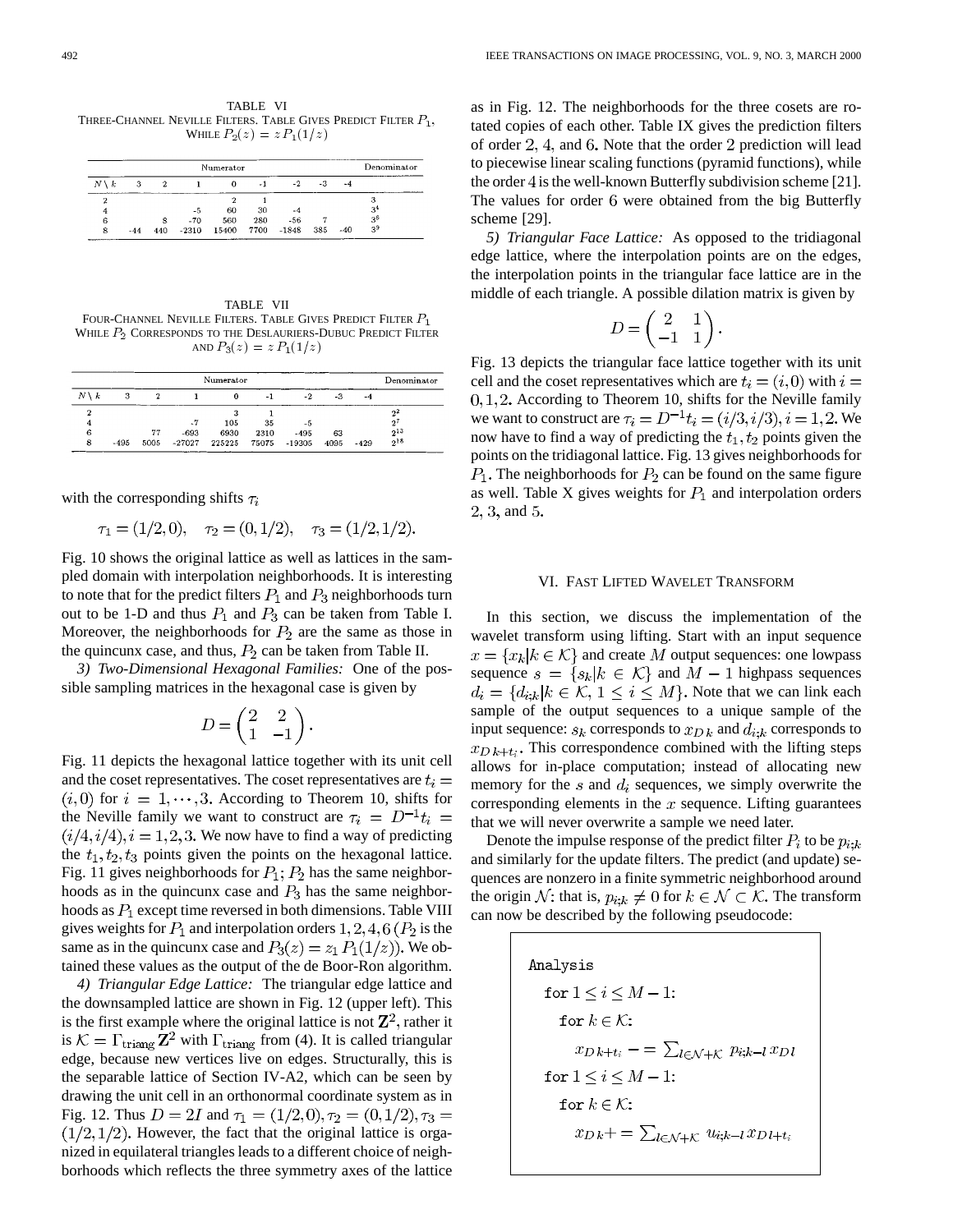TABLE VI
THREE-CHANNEL NEVILLE FILTERS. TABLE GIVES PREDICT FILTER $P_1$, WHILE $P_2(z) = z\,P_1(1/z)$

| | Numerator | | | | | | | | Denominator |
|---|---|---|---|---|---|---|---|---|---|
| $N \setminus k$ | 3 | 2 | 1 | 0 | -1 | -2 | -3 | -4 | |
| 2 | | | | 2 | 1 | | | | 3 |
| 4 | | | -5 | 60 | 30 | -4 | | | $3^4$ |
| 6 | | 8 | -70 | 560 | 280 | -56 | 7 | | $3^6$ |
| 8 | -44 | 440 | -2310 | 15400 | 7700 | -1848 | 385 | -40 | $3^9$ |

TABLE VII
FOUR-CHANNEL NEVILLE FILTERS. TABLE GIVES PREDICT FILTER $P_1$ WHILE $P_2$ CORRESPONDS TO THE DESLAURIERS-DUBUC PREDICT FILTER AND $P_3(z) = z\,P_1(1/z)$

| | Numerator | | | | | | | | Denominator |
|---|---|---|---|---|---|---|---|---|---|
| $N \setminus k$ | 3 | 2 | 1 | 0 | -1 | -2 | -3 | -4 | |
| 2 | | | | 3 | 1 | | | | $2^2$ |
| 4 | | | -7 | 105 | 35 | -5 | | | $2^7$ |
| 6 | | 77 | -693 | 6930 | 2310 | -495 | 63 | | $2^{13}$ |
| 8 | -495 | 5005 | -27027 | 225225 | 75075 | -19305 | 4095 | -429 | $2^{18}$ |

with the corresponding shifts $\tau_i$

$$\tau_1 = (1/2, 0), \quad \tau_2 = (0, 1/2), \quad \tau_3 = (1/2, 1/2).$$

Fig. 10 shows the original lattice as well as lattices in the sampled domain with interpolation neighborhoods. It is interesting to note that for the predict filters $P_1$ and $P_3$ neighborhoods turn out to be 1-D and thus $P_1$ and $P_3$ can be taken from Table I. Moreover, the neighborhoods for $P_2$ are the same as those in the quincunx case, and thus, $P_2$ can be taken from Table II.

*3) Two-Dimensional Hexagonal Families:* One of the possible sampling matrices in the hexagonal case is given by

$$D = \begin{pmatrix} 2 & 2 \\ 1 & -1 \end{pmatrix}.$$

Fig. 11 depicts the hexagonal lattice together with its unit cell and the coset representatives. The coset representatives are $t_i = (i, 0)$ for $i = 1, \cdots, 3$. According to Theorem 10, shifts for the Neville family we want to construct are $\tau_i = D^{-1} t_i = (i/4, i/4), i = 1, 2, 3$. We now have to find a way of predicting the $t_1, t_2, t_3$ points given the points on the hexagonal lattice. Fig. 11 gives neighborhoods for $P_1$; $P_2$ has the same neighborhoods as in the quincunx case and $P_3$ has the same neighborhoods as $P_1$ except time reversed in both dimensions. Table VIII gives weights for $P_1$ and interpolation orders $1, 2, 4, 6$ ($P_2$ is the same as in the quincunx case and $P_3(z) = z_1\, P_1(1/z)$). We obtained these values as the output of the de Boor-Ron algorithm.

*4) Triangular Edge Lattice:* The triangular edge lattice and the downsampled lattice are shown in Fig. 12 (upper left). This is the first example where the original lattice is not $\mathbf{Z}^2$, rather it is $\mathcal{K} = \Gamma_{\text{triang}}\, \mathbf{Z}^2$ with $\Gamma_{\text{triang}}$ from (4). It is called triangular edge, because new vertices live on edges. Structurally, this is the separable lattice of Section IV-A2, which can be seen by drawing the unit cell in an orthonormal coordinate system as in Fig. 12. Thus $D = 2I$ and $\tau_1 = (1/2, 0), \tau_2 = (0, 1/2), \tau_3 = (1/2, 1/2)$. However, the fact that the original lattice is organized in equilateral triangles leads to a different choice of neighborhoods which reflects the three symmetry axes of the lattice as in Fig. 12. The neighborhoods for the three cosets are rotated copies of each other. Table IX gives the prediction filters of order $2$, $4$, and $6$. Note that the order $2$ prediction will lead to piecewise linear scaling functions (pyramid functions), while the order $4$ is the well-known Butterfly subdivision scheme [21]. The values for order $6$ were obtained from the big Butterfly scheme [29].

*5) Triangular Face Lattice:* As opposed to the tridiagonal edge lattice, where the interpolation points are on the edges, the interpolation points in the triangular face lattice are in the middle of each triangle. A possible dilation matrix is given by

$$D = \begin{pmatrix} 2 & 1 \\ -1 & 1 \end{pmatrix}.$$

Fig. 13 depicts the triangular face lattice together with its unit cell and the coset representatives which are $t_i = (i, 0)$ with $i = 0, 1, 2$. According to Theorem 10, shifts for the Neville family we want to construct are $\tau_i = D^{-1} t_i = (i/3, i/3), i = 1, 2$. We now have to find a way of predicting the $t_1, t_2$ points given the points on the tridiagonal lattice. Fig. 13 gives neighborhoods for $P_1$. The neighborhoods for $P_2$ can be found on the same figure as well. Table X gives weights for $P_1$ and interpolation orders $2, 3$, and $5$.

## VI. FAST LIFTED WAVELET TRANSFORM

In this section, we discuss the implementation of the wavelet transform using lifting. Start with an input sequence $x = \{x_k | k \in \mathcal{K}\}$ and create $M$ output sequences: one lowpass sequence $s = \{s_k | k \in \mathcal{K}\}$ and $M - 1$ highpass sequences $d_i = \{d_{i;k} | k \in \mathcal{K}, 1 \leq i \leq M\}$. Note that we can link each sample of the output sequences to a unique sample of the input sequence: $s_k$ corresponds to $x_{D\,k}$ and $d_{i;k}$ corresponds to $x_{D\,k + t_i}$. This correspondence combined with the lifting steps allows for in-place computation; instead of allocating new memory for the $s$ and $d_i$ sequences, we simply overwrite the corresponding elements in the $x$ sequence. Lifting guarantees that we will never overwrite a sample we need later.

Denote the impulse response of the predict filter $P_i$ to be $p_{i;k}$ and similarly for the update filters. The predict (and update) sequences are nonzero in a finite symmetric neighborhood around the origin $\mathcal{N}$: that is, $p_{i;k} \neq 0$ for $k \in \mathcal{N} \subset \mathcal{K}$. The transform can now be described by the following pseudocode:

```
Analysis
  for 1 ≤ i ≤ M − 1:
    for k ∈ K:
      x_{D k+t_i} −= Σ_{l∈N+K} p_{i;k−l} x_{D l}
  for 1 ≤ i ≤ M − 1:
    for k ∈ K:
      x_{D k} += Σ_{l∈N+K} u_{i;k−l} x_{D l+t_i}
```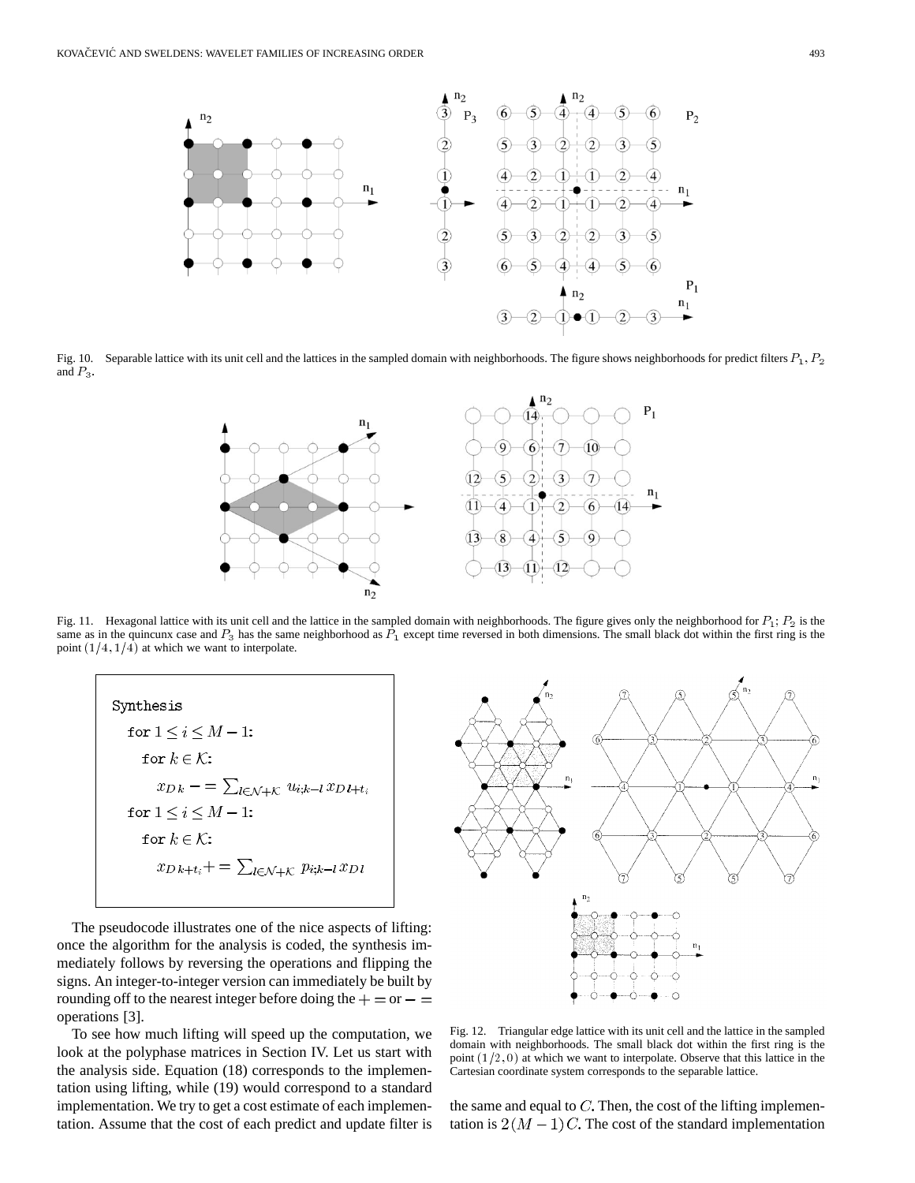Fig. 10. Separable lattice with its unit cell and the lattices in the sampled domain with neighborhoods. The figure shows neighborhoods for predict filters $P_1$, $P_2$ and $P_3$.

Fig. 11. Hexagonal lattice with its unit cell and the lattice in the sampled domain with neighborhoods. The figure gives only the neighborhood for $P_1$; $P_2$ is the same as in the quincunx case and $P_3$ has the same neighborhood as $P_1$ except time reversed in both dimensions. The small black dot within the first ring is the point $(1/4, 1/4)$ at which we want to interpolate.

```
Synthesis
  for 1 ≤ i ≤ M − 1:
    for k ∈ K:
        x_{Dk} −= Σ_{l∈N+K} u_{i;k−l} x_{Dl+t_i}
  for 1 ≤ i ≤ M − 1:
    for k ∈ K:
        x_{Dk+t_i} += Σ_{l∈N+K} p_{i;k−l} x_{Dl}
```

The pseudocode illustrates one of the nice aspects of lifting: once the algorithm for the analysis is coded, the synthesis immediately follows by reversing the operations and flipping the signs. An integer-to-integer version can immediately be built by rounding off to the nearest integer before doing the $+=$ or $-=$ operations [3].

To see how much lifting will speed up the computation, we look at the polyphase matrices in Section IV. Let us start with the analysis side. Equation (18) corresponds to the implementation using lifting, while (19) would correspond to a standard implementation. We try to get a cost estimate of each implementation. Assume that the cost of each predict and update filter is the same and equal to $C$. Then, the cost of the lifting implementation is $2(M-1)C$. The cost of the standard implementation

Fig. 12. Triangular edge lattice with its unit cell and the lattice in the sampled domain with neighborhoods. The small black dot within the first ring is the point $(1/2, 0)$ at which we want to interpolate. Observe that this lattice in the Cartesian coordinate system corresponds to the separable lattice.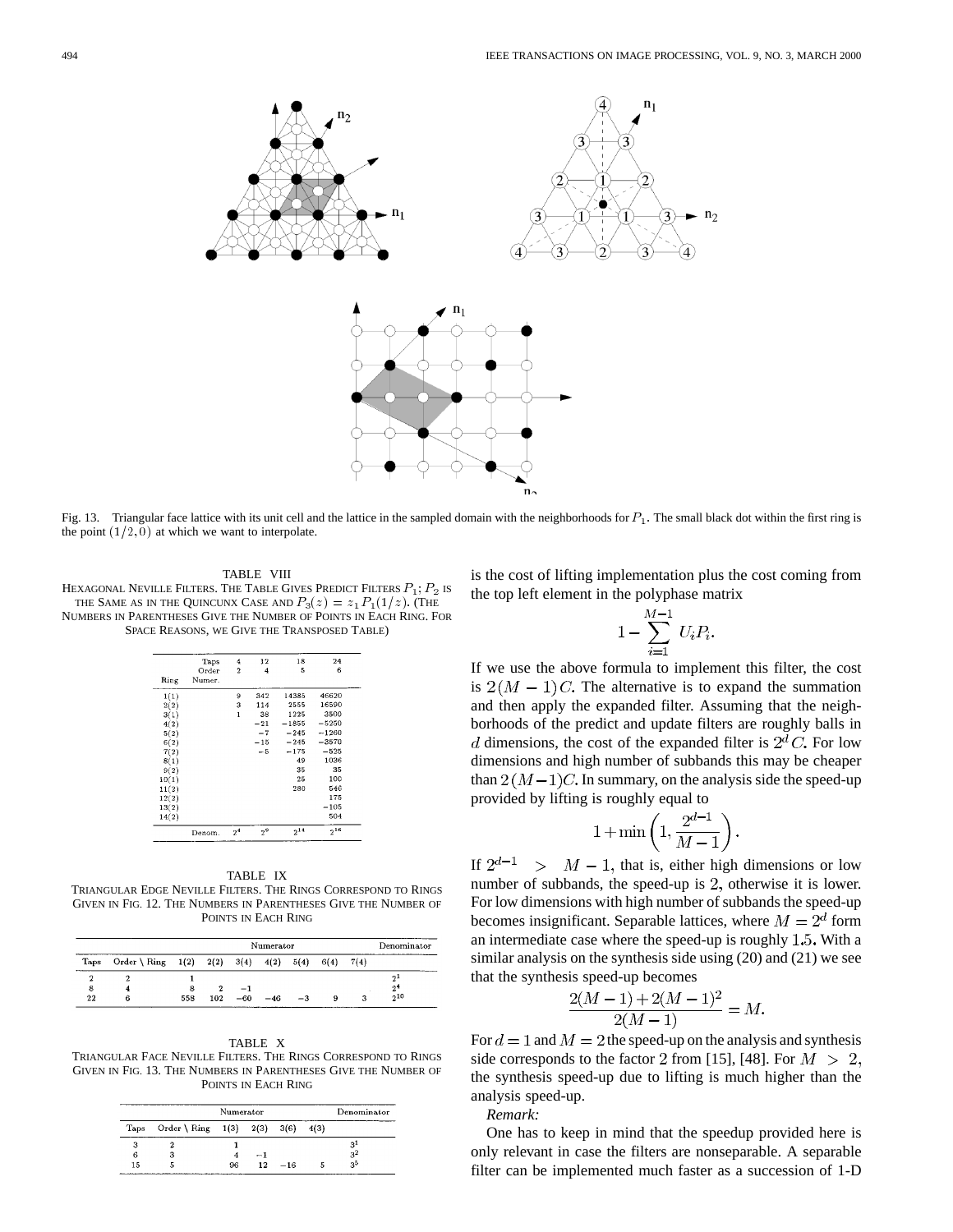Fig. 13. Triangular face lattice with its unit cell and the lattice in the sampled domain with the neighborhoods for $P_1$. The small black dot within the first ring is the point $(1/2, 0)$ at which we want to interpolate.

TABLE VIII
HEXAGONAL NEVILLE FILTERS. THE TABLE GIVES PREDICT FILTERS $P_1$; $P_2$ IS THE SAME AS IN THE QUINCUNX CASE AND $P_3(z) = z_1 P_1(1/z)$. (THE NUMBERS IN PARENTHESES GIVE THE NUMBER OF POINTS IN EACH RING. FOR SPACE REASONS, WE GIVE THE TRANSPOSED TABLE)

| Ring | Taps / Order / Numer. | 4 / 2 | 12 / 4 | 18 / 5 | 24 / 6 |
|---|---|---|---|---|---|
| 1(1) | | 9 | 342 | 14385 | 46620 |
| 2(2) | | 3 | 114 | 2555 | 16590 |
| 3(1) | | 1 | 38 | 1225 | 3500 |
| 4(2) | | | −21 | −1855 | −5250 |
| 5(2) | | | −7 | −245 | −1260 |
| 6(2) | | | −15 | −245 | −3570 |
| 7(2) | | | −5 | −175 | −525 |
| 8(1) | | | | 49 | 1036 |
| 9(2) | | | | 35 | 35 |
| 10(1) | | | | 25 | 100 |
| 11(2) | | | | 280 | 546 |
| 12(2) | | | | | 175 |
| 13(2) | | | | | −105 |
| 14(2) | | | | | 504 |
| | Denom. | $2^4$ | $2^9$ | $2^{14}$ | $2^{16}$ |

TABLE IX
TRIANGULAR EDGE NEVILLE FILTERS. THE RINGS CORRESPOND TO RINGS GIVEN IN FIG. 12. THE NUMBERS IN PARENTHESES GIVE THE NUMBER OF POINTS IN EACH RING

| Taps | Order \ Ring | Numerator 1(2) | 2(2) | 3(4) | 4(2) | 5(4) | 6(4) | 7(4) | Denominator |
|---|---|---|---|---|---|---|---|---|---|
| 2 | 2 | 1 | | | | | | | $2^1$ |
| 8 | 4 | 8 | 2 | −1 | | | | | $2^4$ |
| 22 | 6 | 558 | 102 | −60 | −46 | −3 | 9 | 3 | $2^{10}$ |

TABLE X
TRIANGULAR FACE NEVILLE FILTERS. THE RINGS CORRESPOND TO RINGS GIVEN IN FIG. 13. THE NUMBERS IN PARENTHESES GIVE THE NUMBER OF POINTS IN EACH RING

| Taps | Order \ Ring | Numerator 1(3) | 2(3) | 3(6) | 4(3) | Denominator |
|---|---|---|---|---|---|---|
| 3 | 2 | 1 | | | | $3^1$ |
| 6 | 3 | 4 | −1 | | | $3^2$ |
| 15 | 5 | 96 | 12 | −16 | 5 | $3^5$ |

is the cost of lifting implementation plus the cost coming from the top left element in the polyphase matrix

$$1 - \sum_{i=1}^{M-1} U_i P_i.$$

If we use the above formula to implement this filter, the cost is $2(M-1)C$. The alternative is to expand the summation and then apply the expanded filter. Assuming that the neighborhoods of the predict and update filters are roughly balls in $d$ dimensions, the cost of the expanded filter is $2^d C$. For low dimensions and high number of subbands this may be cheaper than $2(M-1)C$. In summary, on the analysis side the speed-up provided by lifting is roughly equal to

$$1 + \min\left(1, \frac{2^{d-1}}{M-1}\right).$$

If $2^{d-1} > M-1$, that is, either high dimensions or low number of subbands, the speed-up is 2, otherwise it is lower. For low dimensions with high number of subbands the speed-up becomes insignificant. Separable lattices, where $M = 2^d$ form an intermediate case where the speed-up is roughly 1.5. With a similar analysis on the synthesis side using (20) and (21) we see that the synthesis speed-up becomes

$$\frac{2(M-1) + 2(M-1)^2}{2(M-1)} = M.$$

For $d = 1$ and $M = 2$ the speed-up on the analysis and synthesis side corresponds to the factor 2 from [15], [48]. For $M > 2$, the synthesis speed-up due to lifting is much higher than the analysis speed-up.

*Remark:*

One has to keep in mind that the speedup provided here is only relevant in case the filters are nonseparable. A separable filter can be implemented much faster as a succession of 1-D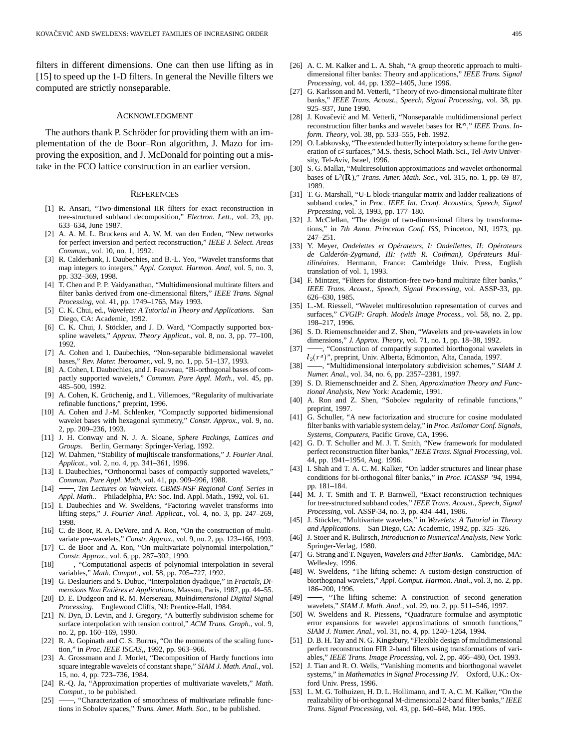filters in different dimensions. One can then use lifting as in [15] to speed up the 1-D filters. In general the Neville filters we computed are strictly nonseparable.

## Acknowledgment

The authors thank P. Schröder for providing them with an implementation of the de Boor–Ron algorithm, J. Mazo for improving the exposition, and J. McDonald for pointing out a mistake in the FCO lattice construction in an earlier version.

## References

[1] R. Ansari, "Two-dimensional IIR filters for exact reconstruction in tree-structured subband decomposition," *Electron. Lett.*, vol. 23, pp. 633–634, June 1987.

[2] A. A. M. L. Bruckens and A. W. M. van den Enden, "New networks for perfect inversion and perfect reconstruction," *IEEE J. Select. Areas Commun.*, vol. 10, no. 1, 1992.

[3] R. Calderbank, I. Daubechies, and B.-L. Yeo, "Wavelet transforms that map integers to integers," *Appl. Comput. Harmon. Anal*, vol. 5, no. 3, pp. 332–369, 1998.

[4] T. Chen and P. P. Vaidyanathan, "Multidimensional multirate filters and filter banks derived from one-dimensional filters," *IEEE Trans. Signal Processing*, vol. 41, pp. 1749–1765, May 1993.

[5] C. K. Chui, ed., *Wavelets: A Tutorial in Theory and Applications*. San Diego, CA: Academic, 1992.

[6] C. K. Chui, J. Stöckler, and J. D. Ward, "Compactly supported box-spline wavelets," *Approx. Theory Applicat.*, vol. 8, no. 3, pp. 77–100, 1992.

[7] A. Cohen and I. Daubechies, "Non-separable bidimensional wavelet bases," *Rev. Mater. Iberoamer.*, vol. 9, no. 1, pp. 51–137, 1993.

[8] A. Cohen, I. Daubechies, and J. Feauveau, "Bi-orthogonal bases of compactly supported wavelets," *Commun. Pure Appl. Math.*, vol. 45, pp. 485–500, 1992.

[9] A. Cohen, K. Gröchenig, and L. Villemoes, "Regularity of multivariate refinable functions," preprint, 1996.

[10] A. Cohen and J.-M. Schlenker, "Compactly supported bidimensional wavelet bases with hexagonal symmetry," *Constr. Approx.*, vol. 9, no. 2, pp. 209–236, 1993.

[11] J. H. Conway and N. J. A. Sloane, *Sphere Packings, Lattices and Groups*. Berlin, Germany: Springer-Verlag, 1992.

[12] W. Dahmen, "Stability of mujltiscale transformations," *J. Fourier Anal. Applicat.*, vol. 2, no. 4, pp. 341–361, 1996.

[13] I. Daubechies, "Orthonormal bases of compactly supported wavelets," *Commun. Pure Appl. Math*, vol. 41, pp. 909–996, 1988.

[14] ——, *Ten Lectures on Wavelets. CBMS-NSF Regional Conf. Series in Appl. Math.*. Philadelphia, PA: Soc. Ind. Appl. Math., 1992, vol. 61.

[15] I. Daubechies and W. Sweldens, "Factoring wavelet transforms into lifting steps," *J. Fourier Anal. Applicat.*, vol. 4, no. 3, pp. 247–269, 1998.

[16] C. de Boor, R. A. DeVore, and A. Ron, "On the construction of multivariate pre-wavelets," *Constr. Approx.*, vol. 9, no. 2, pp. 123–166, 1993.

[17] C. de Boor and A. Ron, "On multivariate polynomial interpolation," *Constr. Approx.*, vol. 6, pp. 287–302, 1990.

[18] ——, "Computational aspects of polynomial interpolation in several variables," *Math. Comput.*, vol. 58, pp. 705–727, 1992.

[19] G. Deslauriers and S. Dubuc, "Interpolation dyadique," in *Fractals, Dimensions Non Entières et Applications*, Masson, Paris, 1987, pp. 44–55.

[20] D. E. Dudgeon and R. M. Mersereau, *Multidimensional Digital Signal Processing*. Englewood Cliffs, NJ: Prentice-Hall, 1984.

[21] N. Dyn, D. Levin, and J. Gregory, "A butterfly subdivision scheme for surface interpolation with tension control," *ACM Trans. Graph.*, vol. 9, no. 2, pp. 160–169, 1990.

[22] R. A. Gopinath and C. S. Burrus, "On the moments of the scaling function," in *Proc. IEEE ISCAS,*, 1992, pp. 963–966.

[23] A. Grossmann and J. Morlet, "Decomposition of Hardy functions into square integrable wavelets of constant shape," *SIAM J. Math. Anal.*, vol. 15, no. 4, pp. 723–736, 1984.

[24] R.-Q. Ja, "Approximation properties of multivariate wavelets," *Math. Comput.*, to be published.

[25] ——, "Characterization of smoothness of multivariate refinable functions in Sobolev spaces," *Trans. Amer. Math. Soc.*, to be published.

[26] A. C. M. Kalker and L. A. Shah, "A group theoretic approach to multidimensional filter banks: Theory and applications," *IEEE Trans. Signal Processing*, vol. 44, pp. 1392–1405, June 1996.

[27] G. Karlsson and M. Vetterli, "Theory of two-dimensional multirate filter banks," *IEEE Trans. Acoust., Speech, Signal Processing*, vol. 38, pp. 925–937, June 1990.

[28] J. Kovačević and M. Vetterli, "Nonseparable multidimensional perfect reconstruction filter banks and wavelet bases for $\mathbf{R}^n$," *IEEE Trans. Inform. Theory*, vol. 38, pp. 533–555, Feb. 1992.

[29] O. Labkovsky, "The extended butterfly interpolatory scheme for the generation of c2 surfaces," M.S. thesis, School Math. Sci., Tel-Aviv University, Tel-Aviv, Israel, 1996.

[30] S. G. Mallat, "Multiresolution approximations and wavelet orthonormal bases of $L^2(\mathbf{R})$," *Trans. Amer. Math. Soc.*, vol. 315, no. 1, pp. 69–87, 1989.

[31] T. G. Marshall, "U-L block-triangular matrix and ladder realizations of subband codes," in *Proc. IEEE Int. Cconf. Acoustics, Speech, Signal Prpcessing*, vol. 3, 1993, pp. 177–180.

[32] J. McClellan, "The design of two-dimensional filters by transformations," in *7th Annu. Princeton Conf. ISS*, Princeton, NJ, 1973, pp. 247–251.

[33] Y. Meyer, *Ondelettes et Opérateurs, I: Ondellettes, II: Opérateurs de Calderón-Zygmund, III: (with R. Coifman), Opérateurs Multilinéaires*. Hermann, France: Cambridge Univ. Press, English translation of vol. 1, 1993.

[34] F. Mintzer, "Filters for distortion-free two-band multirate filter banks," *IEEE Trans. Acoust., Speech, Signal Processing*, vol. ASSP-33, pp. 626–630, 1985.

[35] L.-M. Riessell, "Wavelet multiresolution representation of curves and surfaces," *CVGIP: Graph. Models Image Process.*, vol. 58, no. 2, pp. 198–217, 1996.

[36] S. D. Riemenschneider and Z. Shen, "Wavelets and pre-wavelets in low dimensions," *J. Approx. Theory*, vol. 71, no. 1, pp. 18–38, 1992.

[37] ——, "Construction of compactly supported biorthogonal wavelets in $l_2(r^s)$", preprint, Univ. Alberta, Edmonton, Alta, Canada, 1997.

[38] ——, "Multidimensional interpolatory subdivision schemes," *SIAM J. Numer. Anal.*, vol. 34, no. 6, pp. 2357–2381, 1997.

[39] S. D. Riemenschneider and Z. Shen, *Approximation Theory and Functional Analysis*, New York: Academic, 1991.

[40] A. Ron and Z. Shen, "Sobolev regularity of refinable functions," preprint, 1997.

[41] G. Schuller, "A new factorization and structure for cosine modulated filter banks with variable system delay," in *Proc. Asilomar Conf. Signals, Systems, Computers*, Pacific Grove, CA, 1996.

[42] G. D. T. Schuller and M. J. T. Smith, "New framework for modulated perfect reconstruction filter banks," *IEEE Trans. Signal Processing*, vol. 44, pp. 1941–1954, Aug. 1996.

[43] I. Shah and T. A. C. M. Kalker, "On ladder structures and linear phase conditions for bi-orthogonal filter banks," in *Proc. ICASSP '94*, 1994, pp. 181–184.

[44] M. J. T. Smith and T. P. Barnwell, "Exact reconstruction techniques for tree-structured subband codes," *IEEE Trans. Acoust., Speech, Signal Processing*, vol. ASSP-34, no. 3, pp. 434–441, 1986.

[45] J. Stöckler, "Multivariate wavelets," in *Wavelets: A Tutorial in Theory and Applications*. San Diego, CA: Academic, 1992, pp. 325–326.

[46] J. Stoer and R. Bulirsch, *Introduction to Numerical Analysis*, New York: Springer-Verlag, 1980.

[47] G. Strang and T. Nguyen, *Wavelets and Filter Banks*. Cambridge, MA: Wellesley, 1996.

[48] W. Sweldens, "The lifting scheme: A custom-design construction of biorthogonal wavelets," *Appl. Comput. Harmon. Anal.*, vol. 3, no. 2, pp. 186–200, 1996.

[49] ——, "The lifting scheme: A construction of second generation wavelets," *SIAM J. Math. Anal.*, vol. 29, no. 2, pp. 511–546, 1997.

[50] W. Sweldens and R. Piessens, "Quadrature formulae and asymptotic error expansions for wavelet approximations of smooth functions," *SIAM J. Numer. Anal.*, vol. 31, no. 4, pp. 1240–1264, 1994.

[51] D. B. H. Tay and N. G. Kingsbury, "Flexible design of multidimensional perfect reconstruction FIR 2-band filters using transformations of variables," *IEEE Trans. Image Processing*, vol. 2, pp. 466–480, Oct. 1993.

[52] J. Tian and R. O. Wells, "Vanishing moments and biorthogonal wavelet systems," in *Mathematics in Signal Processing IV*. Oxford, U.K.: Oxford Univ. Press, 1996.

[53] L. M. G. Tolhuizen, H. D. L. Hollimann, and T. A. C. M. Kalker, "On the realizability of bi-orthogonal M-dimensional 2-band filter banks," *IEEE Trans. Signal Processing*, vol. 43, pp. 640–648, Mar. 1995.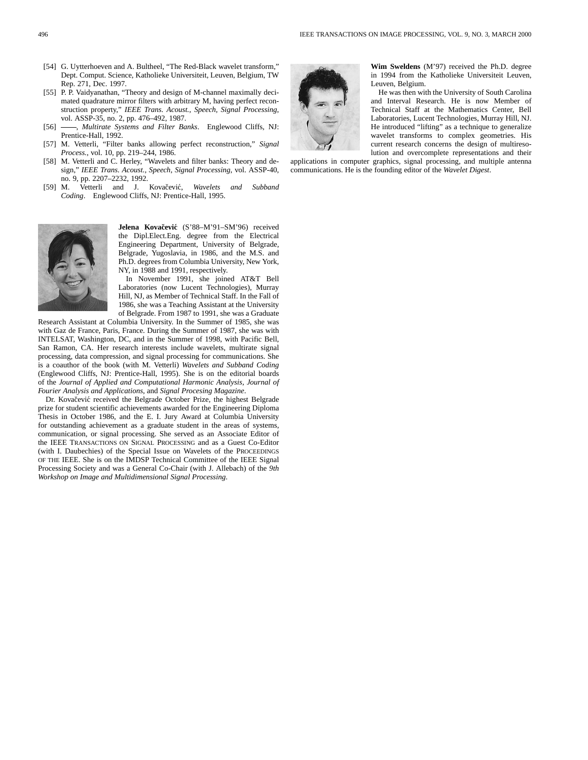[54] G. Uytterhoeven and A. Bultheel, "The Red-Black wavelet transform," Dept. Comput. Science, Katholieke Universiteit, Leuven, Belgium, TW Rep. 271, Dec. 1997.

[55] P. P. Vaidyanathan, "Theory and design of M-channel maximally decimated quadrature mirror filters with arbitrary M, having perfect reconstruction property," *IEEE Trans. Acoust., Speech, Signal Processing*, vol. ASSP-35, no. 2, pp. 476–492, 1987.

[56] ——, *Multirate Systems and Filter Banks*. Englewood Cliffs, NJ: Prentice-Hall, 1992.

[57] M. Vetterli, "Filter banks allowing perfect reconstruction," *Signal Process.*, vol. 10, pp. 219–244, 1986.

[58] M. Vetterli and C. Herley, "Wavelets and filter banks: Theory and design," *IEEE Trans. Acoust., Speech, Signal Processing*, vol. ASSP-40, no. 9, pp. 2207–2232, 1992.

[59] M. Vetterli and J. Kovačević, *Wavelets and Subband Coding*. Englewood Cliffs, NJ: Prentice-Hall, 1995.

**Jelena Kovačević** (S'88–M'91–SM'96) received the Dipl.Elect.Eng. degree from the Electrical Engineering Department, University of Belgrade, Belgrade, Yugoslavia, in 1986, and the M.S. and Ph.D. degrees from Columbia University, New York, NY, in 1988 and 1991, respectively.

In November 1991, she joined AT&T Bell Laboratories (now Lucent Technologies), Murray Hill, NJ, as Member of Technical Staff. In the Fall of 1986, she was a Teaching Assistant at the University of Belgrade. From 1987 to 1991, she was a Graduate Research Assistant at Columbia University. In the Summer of 1985, she was with Gaz de France, Paris, France. During the Summer of 1987, she was with INTELSAT, Washington, DC, and in the Summer of 1998, with Pacific Bell, San Ramon, CA. Her research interests include wavelets, multirate signal processing, data compression, and signal processing for communications. She is a coauthor of the book (with M. Vetterli) *Wavelets and Subband Coding* (Englewood Cliffs, NJ: Prentice-Hall, 1995). She is on the editorial boards of the *Journal of Applied and Computational Harmonic Analysis*, *Journal of Fourier Analysis and Applications*, and *Signal Procesing Magazine*.

Dr. Kovačević received the Belgrade October Prize, the highest Belgrade prize for student scientific achievements awarded for the Engineering Diploma Thesis in October 1986, and the E. I. Jury Award at Columbia University for outstanding achievement as a graduate student in the areas of systems, communication, or signal processing. She served as an Associate Editor of the IEEE TRANSACTIONS ON SIGNAL PROCESSING and as a Guest Co-Editor (with I. Daubechies) of the Special Issue on Wavelets of the PROCEEDINGS OF THE IEEE. She is on the IMDSP Technical Committee of the IEEE Signal Processing Society and was a General Co-Chair (with J. Allebach) of the *9th Workshop on Image and Multidimensional Signal Processing*.

**Wim Sweldens** (M'97) received the Ph.D. degree in 1994 from the Katholieke Universiteit Leuven, Leuven, Belgium.

He was then with the University of South Carolina and Interval Research. He is now Member of Technical Staff at the Mathematics Center, Bell Laboratories, Lucent Technologies, Murray Hill, NJ. He introduced "lifting" as a technique to generalize wavelet transforms to complex geometries. His current research concerns the design of multiresolution and overcomplete representations and their applications in computer graphics, signal processing, and multiple antenna communications. He is the founding editor of the *Wavelet Digest*.